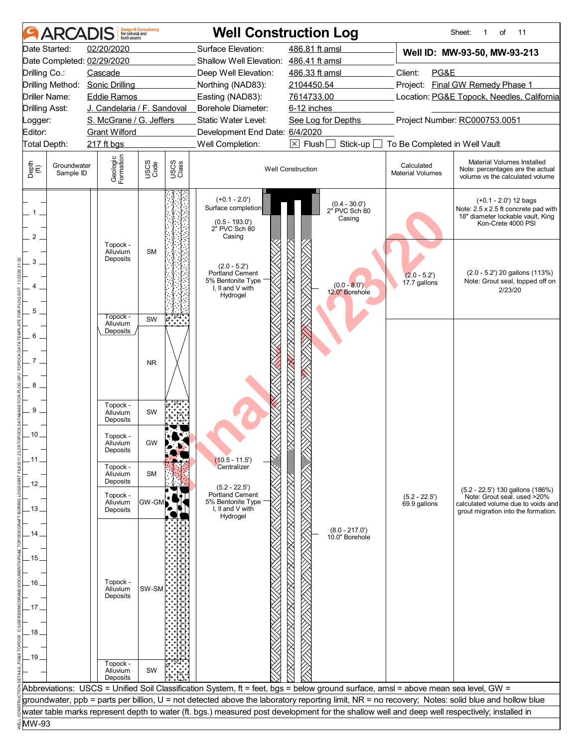# Well Construction Log

ARCADIS Design & Consultancy for natural and built assets

| | | | | | |
|---|---|---|---|---|---|
| Date Started: | 02/20/2020 | Surface Elevation: | 486.81 ft amsl | **Well ID: MW-93-50, MW-93-213** | |
| Date Completed: | 02/29/2020 | Shallow Well Elevation: | 486.41 ft amsl | | |
| Drilling Co.: | Cascade | Deep Well Elevation: | 486.33 ft amsl | Client: | PG&E |
| Drilling Method: | Sonic Drilling | Northing (NAD83): | 2104450.54 | Project: | Final GW Remedy Phase 1 |
| Driller Name: | Eddie Ramos | Easting (NAD83): | 7614733.00 | Location: | PG&E Topock, Needles, California |
| Drilling Asst: | J. Candelaria / F. Sandoval | Borehole Diameter: | 6-12 inches | | |
| Logger: | S. McGrane / G. Jeffers | Static Water Level: | See Log for Depths | Project Number: | RC000753.0051 |
| Editor: | Grant Wilford | Development End Date: | 6/4/2020 | | |
| Total Depth: | 217 ft bgs | Well Completion: | ☒ Flush ☐ Stick-up ☐ To Be Completed in Well Vault | | |

| Depth (ft) | Groundwater Sample ID | Geologic Formation | USCS Code | Well Construction | Calculated Material Volumes | Material Volumes Installed (Note: percentages are the actual volume vs the calculated volume) |
|---|---|---|---|---|---|---|
| 0–5 | | Topock - Alluvium Deposits | SM | (+0.1 - 2.0') Surface completion; (0.4 - 30.0') 2" PVC Sch 80 Casing; (0.5 - 193.0') 2" PVC Sch 80 Casing; (2.0 - 5.2') Portland Cement 5% Bentonite Type I, II and V with Hydrogel; (0.0 - 8.0') 12.0" Borehole | (2.0 - 5.2') 17.7 gallons | (+0.1 - 2.0') 12 bags. Note: 2.5 x 2.5 ft concrete pad with 18" diameter lockable vault, King Kon-Crete 4000 PSI; (2.0 - 5.2') 20 gallons (113%). Note: Grout seal, topped off on 2/23/20 |
| 5–5.5 | | Topock - Alluvium Deposits | SW | | | |
| 5.5–8.5 | | | NR | | | |
| 8.5–9.5 | | Topock - Alluvium Deposits | SW | | | |
| 9.5–10.8 | | Topock - Alluvium Deposits | GW | (10.5 - 11.5') Centralizer | | |
| 10.8–11.8 | | Topock - Alluvium Deposits | SM | | | |
| 11.8–13.3 | | Topock - Alluvium Deposits | GW-GM | (5.2 - 22.5') Portland Cement 5% Bentonite Type I, II and V with Hydrogel; (8.0 - 217.0') 10.0" Borehole | (5.2 - 22.5') 69.9 gallons | (5.2 - 22.5') 130 gallons (186%). Note: Grout seal, used >20% calculated volume due to voids and grout migration into the formation. |
| 13.3–19 | | Topock - Alluvium Deposits | SW-SM | | | |
| 19–20 | | Topock - Alluvium Deposits | SW | | | |

Abbreviations: USCS = Unified Soil Classification System, ft = feet, bgs = below ground surface, amsl = above mean sea level, GW = groundwater, ppb = parts per billion, U = not detected above the laboratory reporting limit, NR = no recovery; Notes: solid blue and hollow blue water table marks represent depth to water (ft. bgs.) measured post development for the shallow well and deep well respectively; installed in MW-93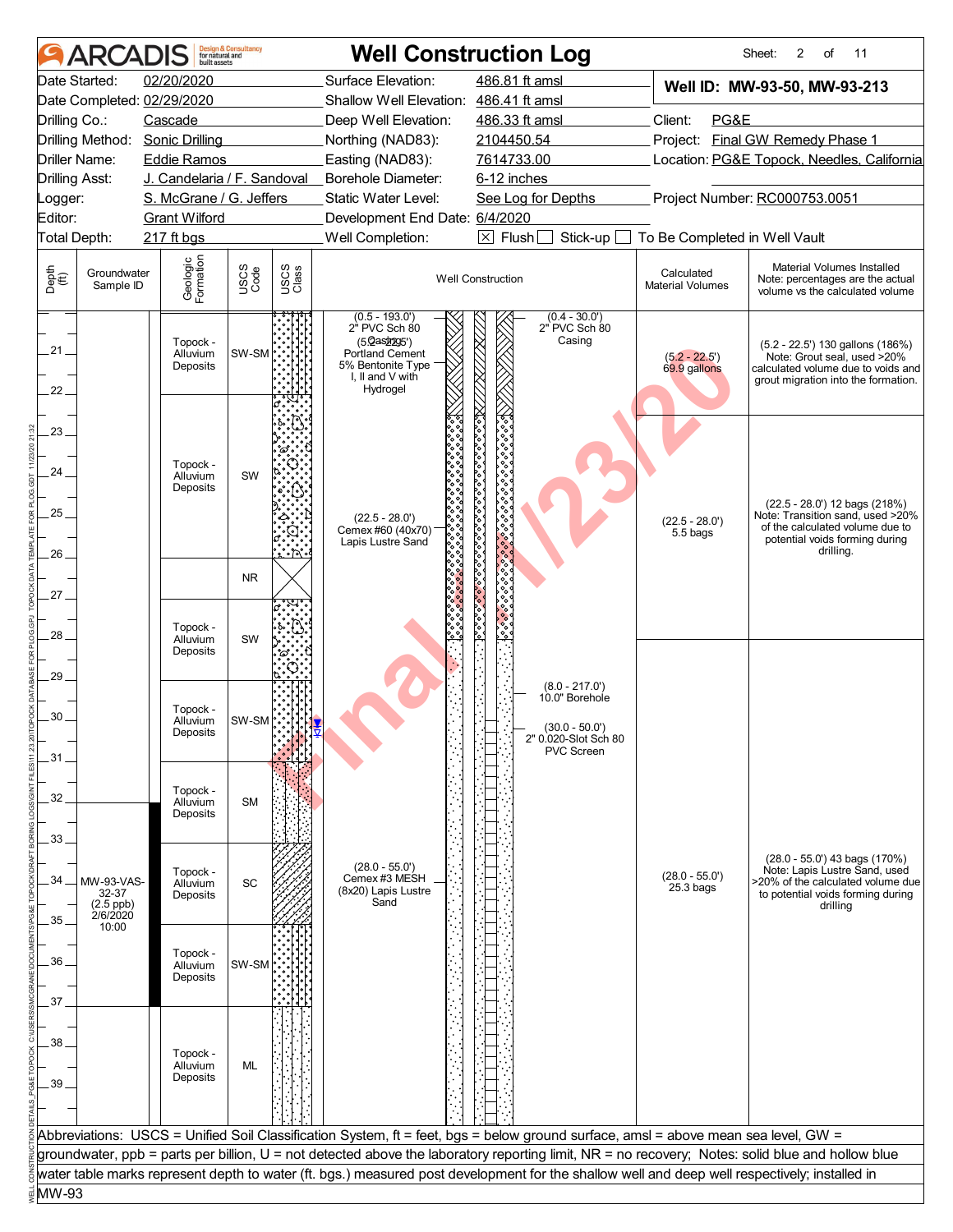# ARCADIS — Well Construction Log

Sheet: 2 of 11

| | | | |
|---|---|---|---|
| Date Started: | 02/20/2020 | Surface Elevation: | 486.81 ft amsl |
| Date Completed: | 02/29/2020 | Shallow Well Elevation: | 486.41 ft amsl |
| Drilling Co.: | Cascade | Deep Well Elevation: | 486.33 ft amsl |
| Drilling Method: | Sonic Drilling | Northing (NAD83): | 2104450.54 |
| Driller Name: | Eddie Ramos | Easting (NAD83): | 7614733.00 |
| Drilling Asst: | J. Candelaria / F. Sandoval | Borehole Diameter: | 6-12 inches |
| Logger: | S. McGrane / G. Jeffers | Static Water Level: | See Log for Depths |
| Editor: | Grant Wilford | Development End Date: | 6/4/2020 |
| Total Depth: | 217 ft bgs | Well Completion: | ☒ Flush ☐ Stick-up ☐ To Be Completed in Well Vault |

**Well ID: MW-93-50, MW-93-213**

Client: PG&E
Project: Final GW Remedy Phase 1
Location: PG&E Topock, Needles, California
Project Number: RC000753.0051

| Depth (ft) | Groundwater Sample ID | Geologic Formation | USCS Code | Well Construction | Calculated Material Volumes | Material Volumes Installed (Note: percentages are the actual volume vs the calculated volume) |
|---|---|---|---|---|---|---|
| 21–22 | | Topock - Alluvium Deposits | SW-SM | (0.5 - 193.0') 2" PVC Sch 80 Casing; (0.4 - 30.0') 2" PVC Sch 80 Casing; (5.2 - 22.5') Portland Cement 5% Bentonite Type I, II and V with Hydrogel | (5.2 - 22.5') 69.9 gallons | (5.2 - 22.5') 130 gallons (186%) Note: Grout seal, used >20% calculated volume due to voids and grout migration into the formation. |
| 22–26 | | Topock - Alluvium Deposits | SW | (22.5 - 28.0') Cemex #60 (40x70) Lapis Lustre Sand | (22.5 - 28.0') 5.5 bags | (22.5 - 28.0') 12 bags (218%) Note: Transition sand, used >20% of the calculated volume due to potential voids forming during drilling. |
| 26–27 | | | NR | | | |
| 27–29 | | Topock - Alluvium Deposits | SW | | | |
| 29–31 | | Topock - Alluvium Deposits | SW-SM | (8.0 - 217.0') 10.0" Borehole; (30.0 - 50.0') 2" 0.020-Slot Sch 80 PVC Screen | | |
| 31–33 | | Topock - Alluvium Deposits | SM | | | |
| 33–35 | MW-93-VAS-32-37 (2.5 ppb) 2/6/2020 10:00 | Topock - Alluvium Deposits | SC | (28.0 - 55.0') Cemex #3 MESH (8x20) Lapis Lustre Sand | (28.0 - 55.0') 25.3 bags | (28.0 - 55.0') 43 bags (170%) Note: Lapis Lustre Sand, used >20% of the calculated volume due to potential voids forming during drilling |
| 35–37 | | Topock - Alluvium Deposits | SW-SM | | | |
| 37–40 | | Topock - Alluvium Deposits | ML | | | |

Abbreviations: USCS = Unified Soil Classification System, ft = feet, bgs = below ground surface, amsl = above mean sea level, GW = groundwater, ppb = parts per billion, U = not detected above the laboratory reporting limit, NR = no recovery; Notes: solid blue and hollow blue water table marks represent depth to water (ft. bgs.) measured post development for the shallow well and deep well respectively; installed in MW-93

Final 11/23/20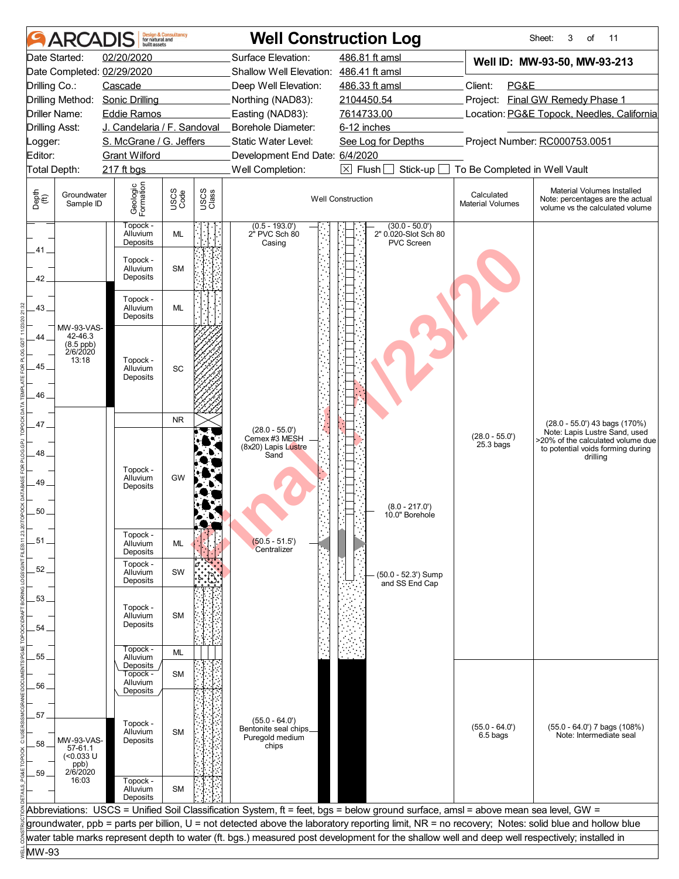# ARCADIS Well Construction Log

Sheet: 3 of 11

| | | | |
|---|---|---|---|
| Date Started: | 02/20/2020 | Surface Elevation: | 486.81 ft amsl |
| Date Completed: | 02/29/2020 | Shallow Well Elevation: | 486.41 ft amsl |
| Drilling Co.: | Cascade | Deep Well Elevation: | 486.33 ft amsl |
| Drilling Method: | Sonic Drilling | Northing (NAD83): | 2104450.54 |
| Driller Name: | Eddie Ramos | Easting (NAD83): | 7614733.00 |
| Drilling Asst: | J. Candelaria / F. Sandoval | Borehole Diameter: | 6-12 inches |
| Logger: | S. McGrane / G. Jeffers | Static Water Level: | See Log for Depths |
| Editor: | Grant Wilford | Development End Date: | 6/4/2020 |
| Total Depth: | 217 ft bgs | Well Completion: | ☒ Flush ☐ Stick-up ☐ To Be Completed in Well Vault |

**Well ID: MW-93-50, MW-93-213**

Client: PG&E
Project: Final GW Remedy Phase 1
Location: PG&E Topock, Needles, California
Project Number: RC000753.0051

| Depth (ft) | Groundwater Sample ID | Geologic Formation | USCS Code | Well Construction | Calculated Material Volumes | Material Volumes Installed (Note: percentages are the actual volume vs the calculated volume) |
|---|---|---|---|---|---|---|
| 40–41 | | Topock - Alluvium Deposits | ML | (0.5 - 193.0') 2" PVC Sch 80 Casing; (30.0 - 50.0') 2" 0.020-Slot Sch 80 PVC Screen | | |
| 41–42 | | Topock - Alluvium Deposits | SM | | | |
| 42–43 | | Topock - Alluvium Deposits | ML | | | |
| 43–46.5 | MW-93-VAS-42-46.3 (8.5 ppb) 2/6/2020 13:18 | Topock - Alluvium Deposits | SC | | | |
| 46.5–47 | | | NR | | | |
| 47–50.5 | | Topock - Alluvium Deposits | GW | (28.0 - 55.0') Cemex #3 MESH (8x20) Lapis Lustre Sand; (8.0 - 217.0') 10.0" Borehole | (28.0 - 55.0') 25.3 bags | (28.0 - 55.0') 43 bags (170%) Note: Lapis Lustre Sand, used >20% of the calculated volume due to potential voids forming during drilling |
| 50.5–51.5 | | Topock - Alluvium Deposits | ML | (50.5 - 51.5') Centralizer | | |
| 51.5–52.5 | | Topock - Alluvium Deposits | SW | (50.0 - 52.3') Sump and SS End Cap | | |
| 52.5–54.5 | | Topock - Alluvium Deposits | SM | | | |
| 54.5–55 | | Topock - Alluvium Deposits | ML | | | |
| 55–55.5 | | Topock - Alluvium Deposits | SM | | | |
| 55.5–59 | MW-93-VAS-57-61.1 (<0.033 U ppb) 2/6/2020 16:03 | Topock - Alluvium Deposits | SM | (55.0 - 64.0') Bentonite seal chips Puregold medium chips | (55.0 - 64.0') 6.5 bags | (55.0 - 64.0') 7 bags (108%) Note: Intermediate seal |
| 59–60 | | Topock - Alluvium Deposits | SM | | | |

Abbreviations: USCS = Unified Soil Classification System, ft = feet, bgs = below ground surface, amsl = above mean sea level, GW = groundwater, ppb = parts per billion, U = not detected above the laboratory reporting limit, NR = no recovery; Notes: solid blue and hollow blue water table marks represent depth to water (ft. bgs.) measured post development for the shallow well and deep well respectively; installed in MW-93

Final 11/23/20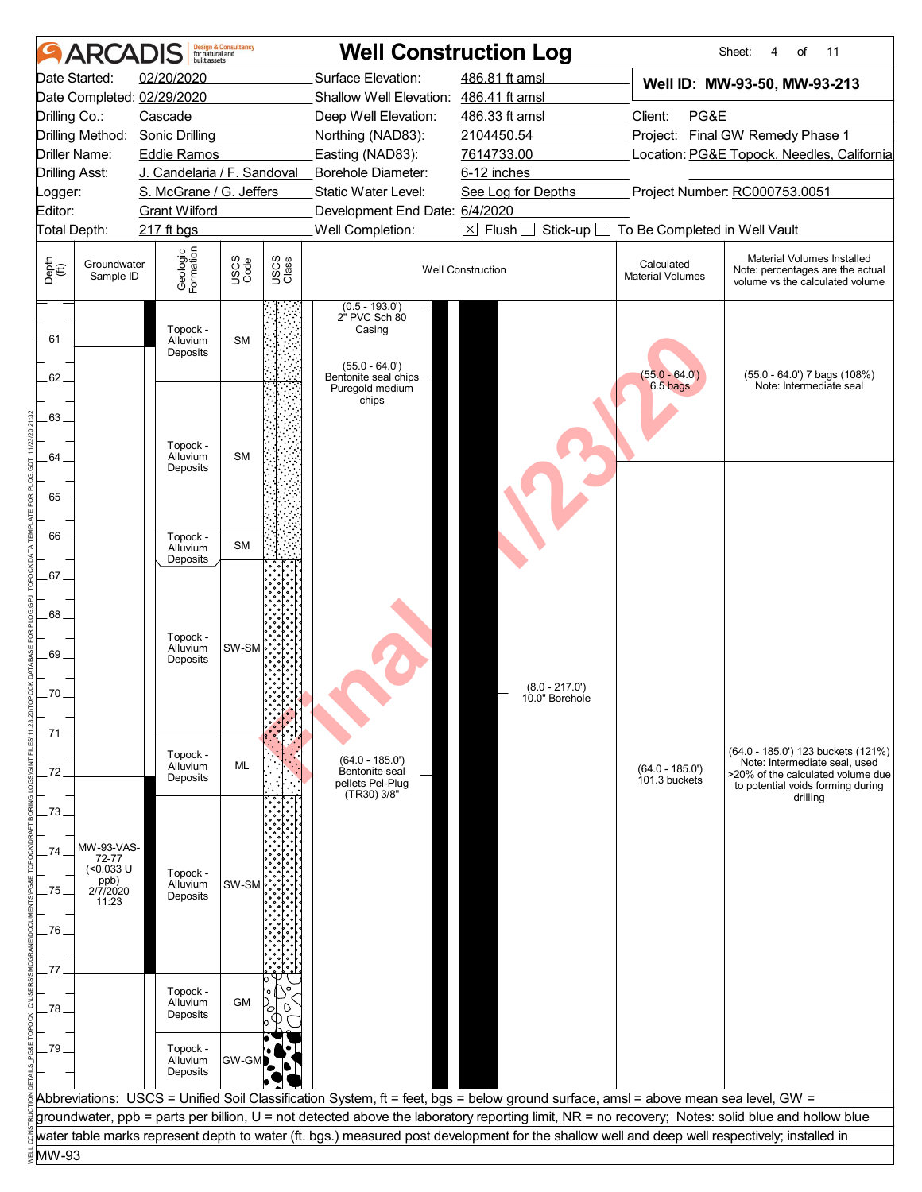# ARCADIS — Well Construction Log

Sheet: 4 of 11

| | | | |
|---|---|---|---|
| Date Started: | 02/20/2020 | Surface Elevation: | 486.81 ft amsl |
| Date Completed: | 02/29/2020 | Shallow Well Elevation: | 486.41 ft amsl |
| Drilling Co.: | Cascade | Deep Well Elevation: | 486.33 ft amsl |
| Drilling Method: | Sonic Drilling | Northing (NAD83): | 2104450.54 |
| Driller Name: | Eddie Ramos | Easting (NAD83): | 7614733.00 |
| Drilling Asst: | J. Candelaria / F. Sandoval | Borehole Diameter: | 6-12 inches |
| Logger: | S. McGrane / G. Jeffers | Static Water Level: | See Log for Depths |
| Editor: | Grant Wilford | Development End Date: | 6/4/2020 |
| Total Depth: | 217 ft bgs | Well Completion: | [X] Flush [ ] Stick-up [ ] To Be Completed in Well Vault |

**Well ID: MW-93-50, MW-93-213**

Client: PG&E
Project: Final GW Remedy Phase 1
Location: PG&E Topock, Needles, California
Project Number: RC000753.0051

| Depth (ft) | Groundwater Sample ID | Geologic Formation | USCS Code | Well Construction | Calculated Material Volumes | Material Volumes Installed (Note: percentages are the actual volume vs the calculated volume) |
|---|---|---|---|---|---|---|
| 61 | | Topock - Alluvium Deposits | SM | (0.5 - 193.0') 2" PVC Sch 80 Casing | | |
| 62–64 | | | | (55.0 - 64.0') Bentonite seal chips Puregold medium chips | (55.0 - 64.0') 6.5 bags | (55.0 - 64.0') 7 bags (108%) Note: Intermediate seal |
| 62–66 | | Topock - Alluvium Deposits | SM | | | |
| 66–67 | | Topock - Alluvium Deposits | SM | | | |
| 67–71 | | Topock - Alluvium Deposits | SW-SM | (8.0 - 217.0') 10.0" Borehole | | |
| 71–73 | | Topock - Alluvium Deposits | ML | (64.0 - 185.0') Bentonite seal pellets Pel-Plug (TR30) 3/8" | (64.0 - 185.0') 101.3 buckets | (64.0 - 185.0') 123 buckets (121%) Note: Intermediate seal, used >20% of the calculated volume due to potential voids forming during drilling |
| 73–77 | MW-93-VAS-72-77 (<0.033 U ppb) 2/7/2020 11:23 | Topock - Alluvium Deposits | SW-SM | | | |
| 77–78.5 | | Topock - Alluvium Deposits | GM | | | |
| 78.5–80 | | Topock - Alluvium Deposits | GW-GM | | | |

Abbreviations: USCS = Unified Soil Classification System, ft = feet, bgs = below ground surface, amsl = above mean sea level, GW = groundwater, ppb = parts per billion, U = not detected above the laboratory reporting limit, NR = no recovery; Notes: solid blue and hollow blue water table marks represent depth to water (ft. bgs.) measured post development for the shallow well and deep well respectively; installed in MW-93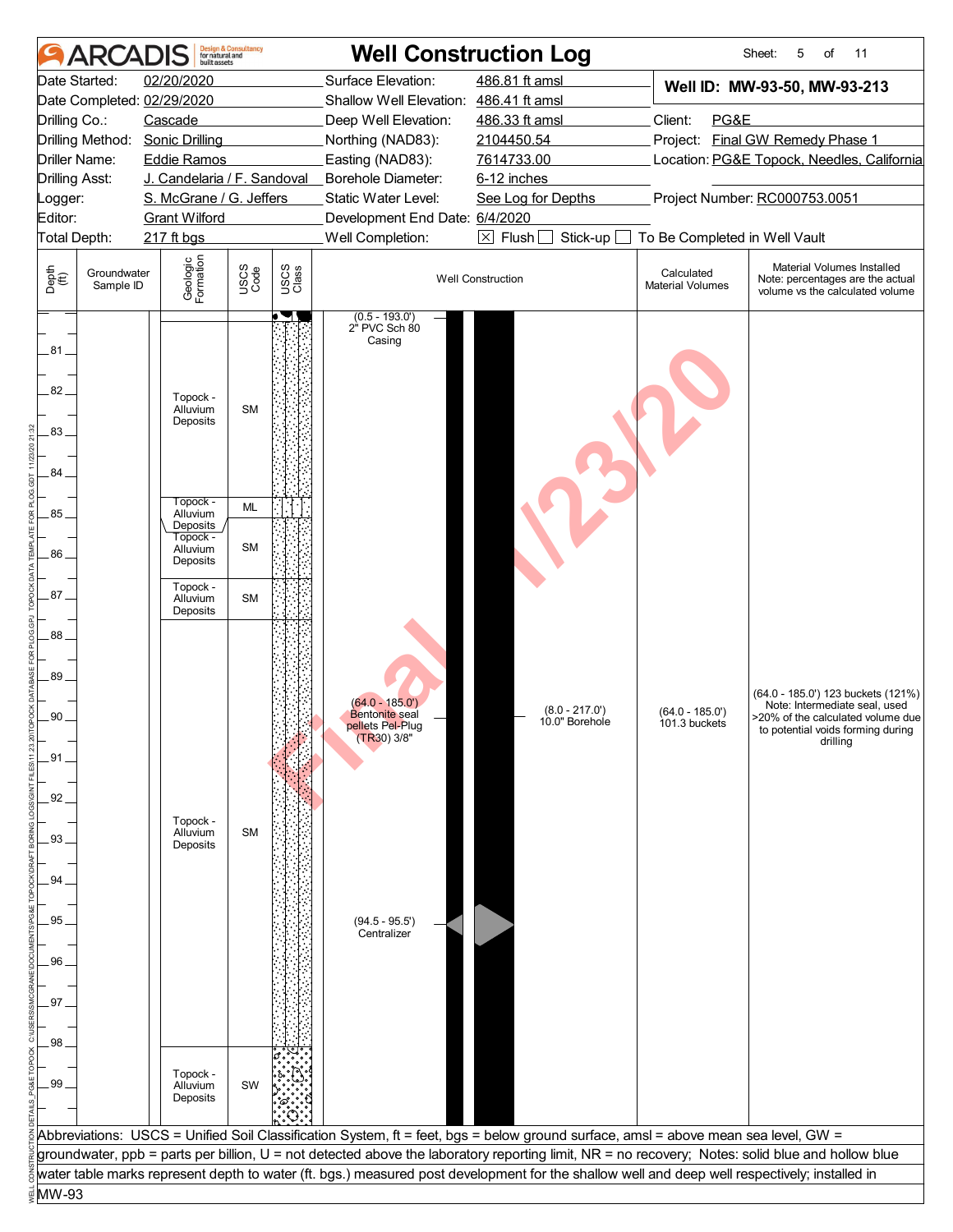# Well Construction Log

ARCADIS Design & Consultancy for natural and built assets

Sheet: 5 of 11

| | | | |
|---|---|---|---|
| Date Started: | 02/20/2020 | Surface Elevation: | 486.81 ft amsl |
| Date Completed: | 02/29/2020 | Shallow Well Elevation: | 486.41 ft amsl |
| Drilling Co.: | Cascade | Deep Well Elevation: | 486.33 ft amsl |
| Drilling Method: | Sonic Drilling | Northing (NAD83): | 2104450.54 |
| Driller Name: | Eddie Ramos | Easting (NAD83): | 7614733.00 |
| Drilling Asst: | J. Candelaria / F. Sandoval | Borehole Diameter: | 6-12 inches |
| Logger: | S. McGrane / G. Jeffers | Static Water Level: | See Log for Depths |
| Editor: | Grant Wilford | Development End Date: | 6/4/2020 |
| Total Depth: | 217 ft bgs | Well Completion: | ☒ Flush ☐ Stick-up ☐ To Be Completed in Well Vault |

**Well ID: MW-93-50, MW-93-213**

Client: PG&E

Project: Final GW Remedy Phase 1

Location: PG&E Topock, Needles, California

Project Number: RC000753.0051

| Depth (ft) | Groundwater Sample ID | Geologic Formation | USCS Code | Well Construction | Calculated Material Volumes | Material Volumes Installed (Note: percentages are the actual volume vs the calculated volume) |
|---|---|---|---|---|---|---|
| 80–84.6 | | Topock - Alluvium Deposits | SM | (0.5 - 193.0') 2" PVC Sch 80 Casing | | |
| 84.6–85.5 | | Topock - Alluvium Deposits | ML | | | |
| 85.5–86.6 | | Topock - Alluvium Deposits | SM | | | |
| 86.6–87.6 | | Topock - Alluvium Deposits | SM | | | |
| 87.6–98 | | Topock - Alluvium Deposits | SM | (64.0 - 185.0') Bentonite seal pellets Pel-Plug (TR30) 3/8"; (8.0 - 217.0') 10.0" Borehole; (94.5 - 95.5') Centralizer | (64.0 - 185.0') 101.3 buckets | (64.0 - 185.0') 123 buckets (121%) Note: Intermediate seal, used >20% of the calculated volume due to potential voids forming during drilling |
| 98–100 | | Topock - Alluvium Deposits | SW | | | |

Abbreviations: USCS = Unified Soil Classification System, ft = feet, bgs = below ground surface, amsl = above mean sea level, GW = groundwater, ppb = parts per billion, U = not detected above the laboratory reporting limit, NR = no recovery; Notes: solid blue and hollow blue water table marks represent depth to water (ft. bgs.) measured post development for the shallow well and deep well respectively; installed in MW-93

Final 11/23/20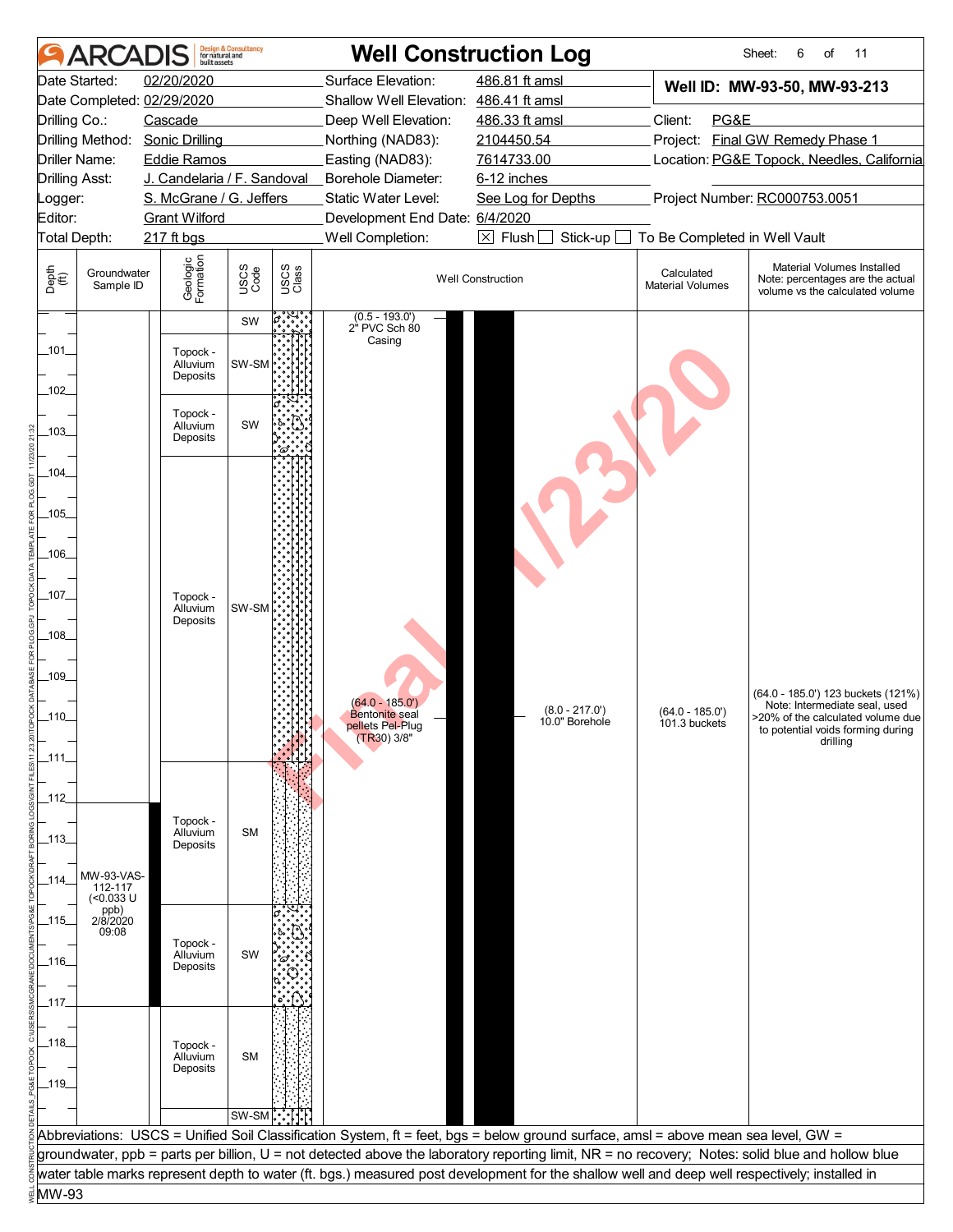# ARCADIS — Well Construction Log

Sheet: 6 of 11

| | | | |
|---|---|---|---|
| Date Started: | 02/20/2020 | Surface Elevation: | 486.81 ft amsl |
| Date Completed: | 02/29/2020 | Shallow Well Elevation: | 486.41 ft amsl |
| Drilling Co.: | Cascade | Deep Well Elevation: | 486.33 ft amsl |
| Drilling Method: | Sonic Drilling | Northing (NAD83): | 2104450.54 |
| Driller Name: | Eddie Ramos | Easting (NAD83): | 7614733.00 |
| Drilling Asst: | J. Candelaria / F. Sandoval | Borehole Diameter: | 6-12 inches |
| Logger: | S. McGrane / G. Jeffers | Static Water Level: | See Log for Depths |
| Editor: | Grant Wilford | Development End Date: | 6/4/2020 |
| Total Depth: | 217 ft bgs | Well Completion: | ☒ Flush ☐ Stick-up ☐ To Be Completed in Well Vault |

**Well ID: MW-93-50, MW-93-213**

Client: PG&E
Project: Final GW Remedy Phase 1
Location: PG&E Topock, Needles, California
Project Number: RC000753.0051

| Depth (ft) | Groundwater Sample ID | Geologic Formation | USCS Code | Well Construction | Calculated Material Volumes | Material Volumes Installed (Note: percentages are the actual volume vs the calculated volume) |
|---|---|---|---|---|---|---|
| 100–100.5 | | | SW | (0.5 - 193.0') 2" PVC Sch 80 Casing | | |
| 100.5–102 | | Topock - Alluvium Deposits | SW-SM | | | |
| 102–103.5 | | Topock - Alluvium Deposits | SW | | | |
| 103.5–111 | | Topock - Alluvium Deposits | SW-SM | (64.0 - 185.0') Bentonite seal pellets Pel-Plug (TR30) 3/8"; (8.0 - 217.0') 10.0" Borehole | (64.0 - 185.0') 101.3 buckets | (64.0 - 185.0') 123 buckets (121%) Note: Intermediate seal, used >20% of the calculated volume due to potential voids forming during drilling |
| 111–114.5 | MW-93-VAS-112-117 (<0.033 U ppb) 2/8/2020 09:08 | Topock - Alluvium Deposits | SM | | | |
| 114.5–117 | | Topock - Alluvium Deposits | SW | | | |
| 117–119.5 | | Topock - Alluvium Deposits | SM | | | |
| 119.5–120 | | | SW-SM | | | |

Abbreviations: USCS = Unified Soil Classification System, ft = feet, bgs = below ground surface, amsl = above mean sea level, GW = groundwater, ppb = parts per billion, U = not detected above the laboratory reporting limit, NR = no recovery; Notes: solid blue and hollow blue water table marks represent depth to water (ft. bgs.) measured post development for the shallow well and deep well respectively; installed in MW-93

Final 11/23/20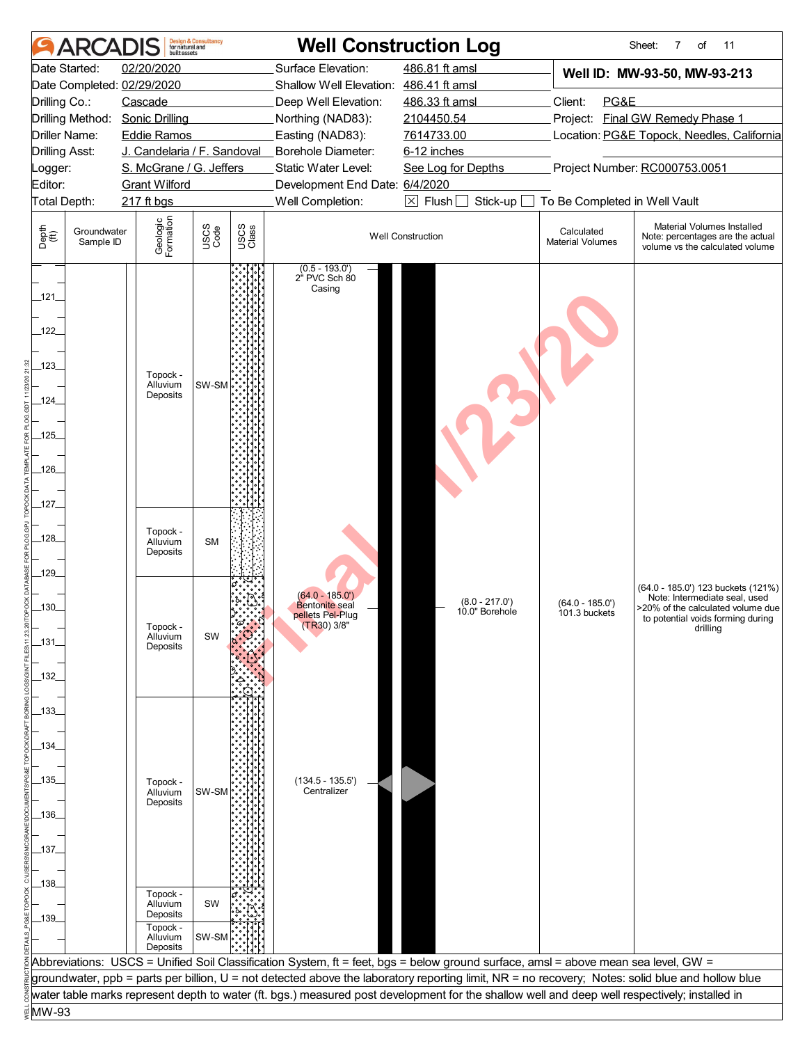# ARCADIS Well Construction Log

Sheet: 7 of 11

| | | | |
|---|---|---|---|
| Date Started: | 02/20/2020 | Surface Elevation: | 486.81 ft amsl |
| Date Completed: | 02/29/2020 | Shallow Well Elevation: | 486.41 ft amsl |
| Drilling Co.: | Cascade | Deep Well Elevation: | 486.33 ft amsl |
| Drilling Method: | Sonic Drilling | Northing (NAD83): | 2104450.54 |
| Driller Name: | Eddie Ramos | Easting (NAD83): | 7614733.00 |
| Drilling Asst: | J. Candelaria / F. Sandoval | Borehole Diameter: | 6-12 inches |
| Logger: | S. McGrane / G. Jeffers | Static Water Level: | See Log for Depths |
| Editor: | Grant Wilford | Development End Date: | 6/4/2020 |
| Total Depth: | 217 ft bgs | Well Completion: | ☒ Flush ☐ Stick-up ☐ To Be Completed in Well Vault |

**Well ID: MW-93-50, MW-93-213**

Client: PG&E
Project: Final GW Remedy Phase 1
Location: PG&E Topock, Needles, California
Project Number: RC000753.0051

| Depth (ft) | Groundwater Sample ID | Geologic Formation | USCS Code | Well Construction | Calculated Material Volumes | Material Volumes Installed (Note: percentages are the actual volume vs the calculated volume) |
|---|---|---|---|---|---|---|
| 120–127 | | Topock - Alluvium Deposits | SW-SM | (0.5 - 193.0') 2" PVC Sch 80 Casing | | |
| 127–129 | | Topock - Alluvium Deposits | SM | | | |
| 129–132.5 | | Topock - Alluvium Deposits | SW | (64.0 - 185.0') Bentonite seal pellets Pel-Plug (TR30) 3/8"; (8.0 - 217.0') 10.0" Borehole | (64.0 - 185.0') 101.3 buckets | (64.0 - 185.0') 123 buckets (121%) Note: Intermediate seal, used >20% of the calculated volume due to potential voids forming during drilling |
| 132.5–138 | | Topock - Alluvium Deposits | SW-SM | (134.5 - 135.5') Centralizer | | |
| 138–139 | | Topock - Alluvium Deposits | SW | | | |
| 139–140 | | Topock - Alluvium Deposits | SW-SM | | | |

Final 11/23/20

Abbreviations: USCS = Unified Soil Classification System, ft = feet, bgs = below ground surface, amsl = above mean sea level, GW = groundwater, ppb = parts per billion, U = not detected above the laboratory reporting limit, NR = no recovery; Notes: solid blue and hollow blue water table marks represent depth to water (ft. bgs.) measured post development for the shallow well and deep well respectively; installed in MW-93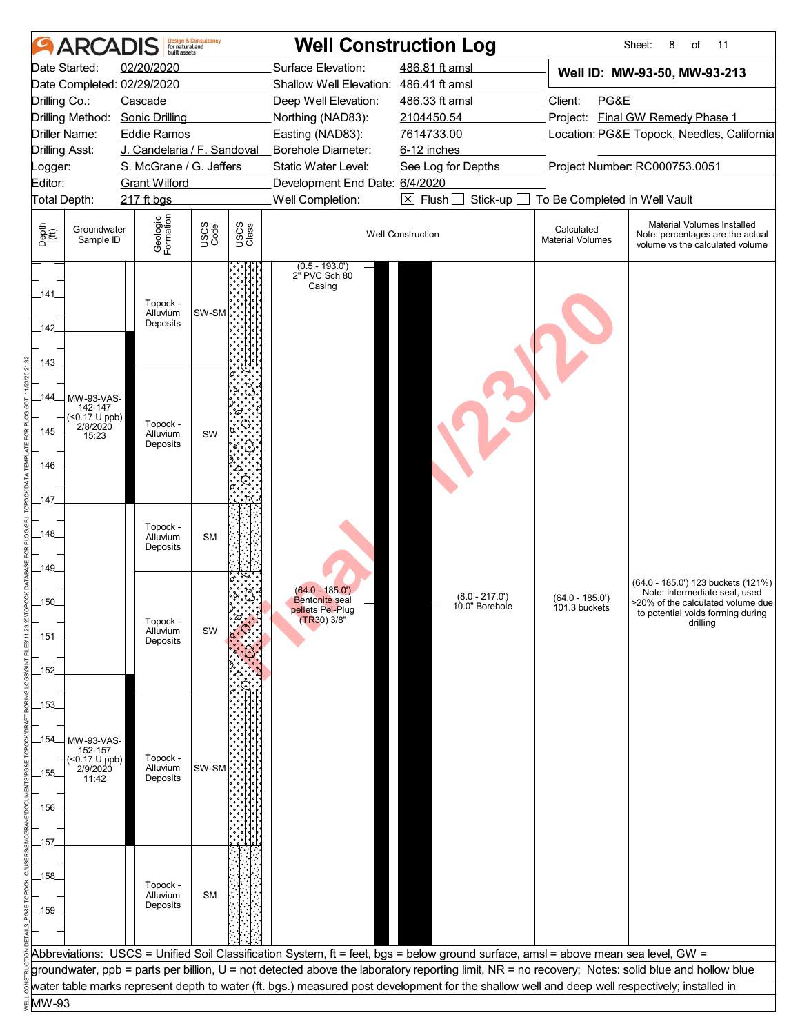# ARCADIS Well Construction Log

Sheet: 8 of 11

| | | | |
|---|---|---|---|
| Date Started: | 02/20/2020 | Surface Elevation: | 486.81 ft amsl |
| Date Completed: | 02/29/2020 | Shallow Well Elevation: | 486.41 ft amsl |
| Drilling Co.: | Cascade | Deep Well Elevation: | 486.33 ft amsl |
| Drilling Method: | Sonic Drilling | Northing (NAD83): | 2104450.54 |
| Driller Name: | Eddie Ramos | Easting (NAD83): | 7614733.00 |
| Drilling Asst: | J. Candelaria / F. Sandoval | Borehole Diameter: | 6-12 inches |
| Logger: | S. McGrane / G. Jeffers | Static Water Level: | See Log for Depths |
| Editor: | Grant Wilford | Development End Date: | 6/4/2020 |
| Total Depth: | 217 ft bgs | Well Completion: | ☒ Flush ☐ Stick-up ☐ To Be Completed in Well Vault |

**Well ID: MW-93-50, MW-93-213**

Client: PG&E
Project: Final GW Remedy Phase 1
Location: PG&E Topock, Needles, California
Project Number: RC000753.0051

| Depth (ft) | Groundwater Sample ID | Geologic Formation | USCS Code | Well Construction | Calculated Material Volumes | Material Volumes Installed (Note: percentages are the actual volume vs the calculated volume) |
|---|---|---|---|---|---|---|
| 140–142 | | Topock - Alluvium Deposits | SW-SM | (0.5 - 193.0') 2" PVC Sch 80 Casing | | |
| 142–147 | MW-93-VAS-142-147 (<0.17 U ppb) 2/8/2020 15:23 | Topock - Alluvium Deposits | SW | | | |
| 147–149 | | Topock - Alluvium Deposits | SM | | | |
| 149–152.5 | | Topock - Alluvium Deposits | SW | (64.0 - 185.0') Bentonite seal pellets Pel-Plug (TR30) 3/8"; (8.0 - 217.0') 10.0" Borehole | (64.0 - 185.0') 101.3 buckets | (64.0 - 185.0') 123 buckets (121%) Note: Intermediate seal, used >20% of the calculated volume due to potential voids forming during drilling |
| 152.5–157 | MW-93-VAS-152-157 (<0.17 U ppb) 2/9/2020 11:42 | Topock - Alluvium Deposits | SW-SM | | | |
| 157–160 | | Topock - Alluvium Deposits | SM | | | |

Final 11/23/20

Abbreviations: USCS = Unified Soil Classification System, ft = feet, bgs = below ground surface, amsl = above mean sea level, GW = groundwater, ppb = parts per billion, U = not detected above the laboratory reporting limit, NR = no recovery; Notes: solid blue and hollow blue water table marks represent depth to water (ft. bgs.) measured post development for the shallow well and deep well respectively; installed in MW-93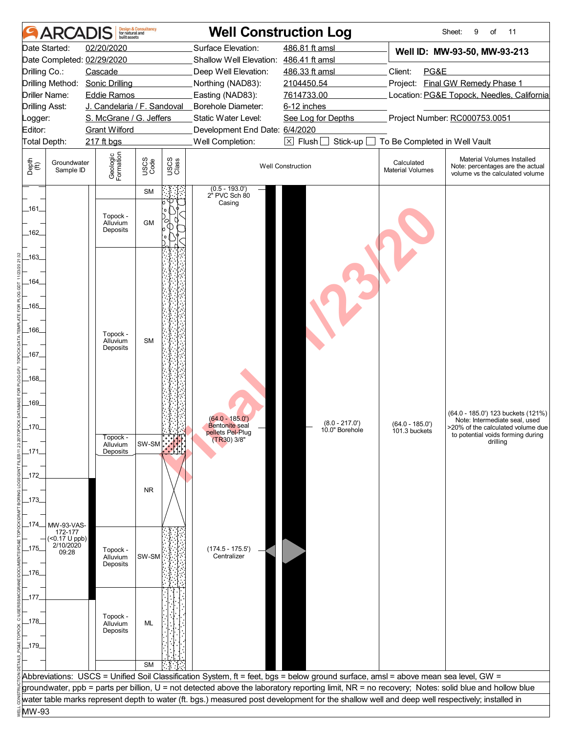# ARCADIS Well Construction Log

Sheet: 9 of 11

| | | | |
|---|---|---|---|
| Date Started: | 02/20/2020 | Surface Elevation: | 486.81 ft amsl |
| Date Completed: | 02/29/2020 | Shallow Well Elevation: | 486.41 ft amsl |
| Drilling Co.: | Cascade | Deep Well Elevation: | 486.33 ft amsl |
| Drilling Method: | Sonic Drilling | Northing (NAD83): | 2104450.54 |
| Driller Name: | Eddie Ramos | Easting (NAD83): | 7614733.00 |
| Drilling Asst: | J. Candelaria / F. Sandoval | Borehole Diameter: | 6-12 inches |
| Logger: | S. McGrane / G. Jeffers | Static Water Level: | See Log for Depths |
| Editor: | Grant Wilford | Development End Date: | 6/4/2020 |
| Total Depth: | 217 ft bgs | Well Completion: | ☒ Flush ☐ Stick-up ☐ To Be Completed in Well Vault |

**Well ID: MW-93-50, MW-93-213**

Client: PG&E
Project: Final GW Remedy Phase 1
Location: PG&E Topock, Needles, California
Project Number: RC000753.0051

| Depth (ft) | Groundwater Sample ID | Geologic Formation | USCS Code | Well Construction | Calculated Material Volumes | Material Volumes Installed Note: percentages are the actual volume vs the calculated volume |
|---|---|---|---|---|---|---|
| 160–160.5 | | | SM | (0.5 - 193.0') 2" PVC Sch 80 Casing | | |
| 160.5–162.5 | | Topock - Alluvium Deposits | GM | | | |
| 162.5–170.3 | | Topock - Alluvium Deposits | SM | (64.0 - 185.0') Bentonite seal pellets Pel-Plug (TR30) 3/8"; (8.0 - 217.0') 10.0" Borehole | (64.0 - 185.0') 101.3 buckets | (64.0 - 185.0') 123 buckets (121%) Note: Intermediate seal, used >20% of the calculated volume due to potential voids forming during drilling |
| 170.3–171.2 | | Topock - Alluvium Deposits | SW-SM | | | |
| 171.2–174.1 | | | NR | | | |
| 174.1–176.6 | MW-93-VAS-172-177 (<0.17 U ppb) 2/10/2020 09:28 | Topock - Alluvium Deposits | SW-SM | (174.5 - 175.5') Centralizer | | |
| 176.6–179.6 | | Topock - Alluvium Deposits | ML | | | |
| 179.6–180 | | | SM | | | |

Abbreviations: USCS = Unified Soil Classification System, ft = feet, bgs = below ground surface, amsl = above mean sea level, GW = groundwater, ppb = parts per billion, U = not detected above the laboratory reporting limit, NR = no recovery; Notes: solid blue and hollow blue water table marks represent depth to water (ft. bgs.) measured post development for the shallow well and deep well respectively; installed in MW-93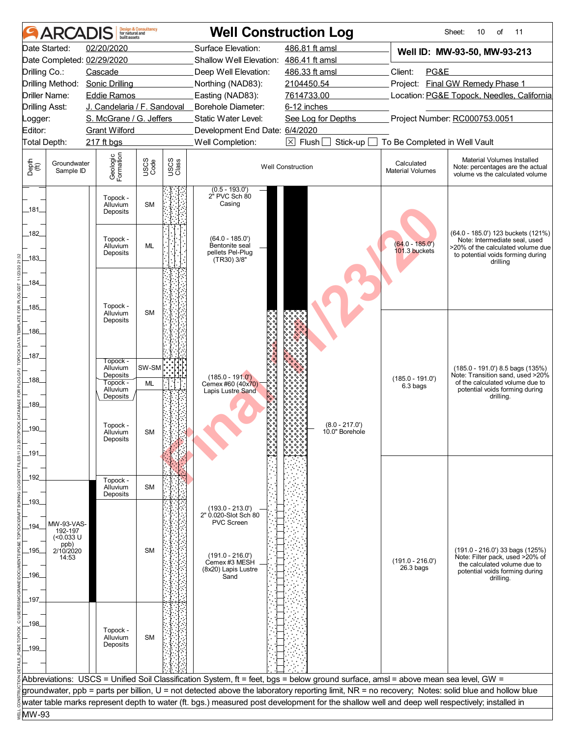# Well Construction Log

**ARCADIS** Design & Consultancy for natural and built assets

| | | | |
|---|---|---|---|
| Date Started: | 02/20/2020 | Surface Elevation: | 486.81 ft amsl |
| Date Completed: | 02/29/2020 | Shallow Well Elevation: | 486.41 ft amsl |
| Drilling Co.: | Cascade | Deep Well Elevation: | 486.33 ft amsl |
| Drilling Method: | Sonic Drilling | Northing (NAD83): | 2104450.54 |
| Driller Name: | Eddie Ramos | Easting (NAD83): | 7614733.00 |
| Drilling Asst: | J. Candelaria / F. Sandoval | Borehole Diameter: | 6-12 inches |
| Logger: | S. McGrane / G. Jeffers | Static Water Level: | See Log for Depths |
| Editor: | Grant Wilford | Development End Date: | 6/4/2020 |
| Total Depth: | 217 ft bgs | Well Completion: | ☒ Flush ☐ Stick-up ☐ To Be Completed in Well Vault |

**Well ID: MW-93-50, MW-93-213**

Client: PG&E
Project: Final GW Remedy Phase 1
Location: PG&E Topock, Needles, California
Project Number: RC000753.0051

| Depth (ft) | Groundwater Sample ID | Geologic Formation | USCS Code | Well Construction | Calculated Material Volumes | Material Volumes Installed (Note: percentages are the actual volume vs the calculated volume) |
|---|---|---|---|---|---|---|
| 180-181.6 | | Topock - Alluvium Deposits | SM | (0.5 - 193.0') 2" PVC Sch 80 Casing | | |
| 181.6-183.4 | | Topock - Alluvium Deposits | ML | (64.0 - 185.0') Bentonite seal pellets Pel-Plug (TR30) 3/8" | (64.0 - 185.0') 101.3 buckets | (64.0 - 185.0') 123 buckets (121%) Note: Intermediate seal, used >20% of the calculated volume due to potential voids forming during drilling |
| 183.4-187.1 | | Topock - Alluvium Deposits | SM | | | |
| 187.1-187.9 | | Topock - Alluvium Deposits | SW-SM | (185.0 - 191.0') Cemex #60 (40x70) Lapis Lustre Sand | (185.0 - 191.0') 6.3 bags | (185.0 - 191.0') 8.5 bags (135%) Note: Transition sand, used >20% of the calculated volume due to potential voids forming during drilling. |
| 187.9-188.4 | | Topock - Alluvium Deposits | ML | | | |
| 188.4-191.9 | | Topock - Alluvium Deposits | SM | (8.0 - 217.0') 10.0" Borehole | | |
| 191.9-192.9 | | Topock - Alluvium Deposits | SM | (193.0 - 213.0') 2" 0.020-Slot Sch 80 PVC Screen | | |
| 192.9-197.1 | MW-93-VAS-192-197 (<0.033 U ppb) 2/10/2020 14:53 | | SM | (191.0 - 216.0') Cemex #3 MESH (8x20) Lapis Lustre Sand | (191.0 - 216.0') 26.3 bags | (191.0 - 216.0') 33 bags (125%) Note: Filter pack, used >20% of the calculated volume due to potential voids forming during drilling. |
| 197.1-200 | | Topock - Alluvium Deposits | SM | | | |

Abbreviations: USCS = Unified Soil Classification System, ft = feet, bgs = below ground surface, amsl = above mean sea level, GW = groundwater, ppb = parts per billion, U = not detected above the laboratory reporting limit, NR = no recovery; Notes: solid blue and hollow blue water table marks represent depth to water (ft. bgs.) measured post development for the shallow well and deep well respectively; installed in MW-93

Final 11/23/20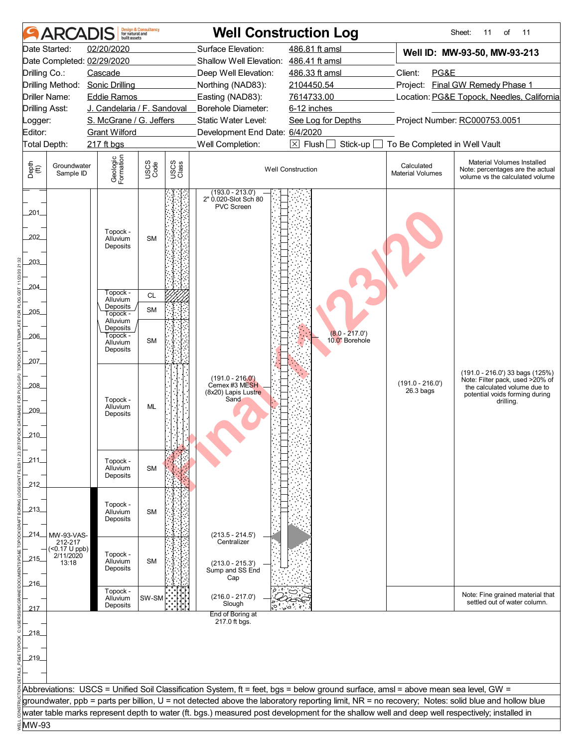# Well Construction Log

**ARCADIS** Design & Consultancy for natural and built assets

Sheet: 11 of 11

| | | | |
|---|---|---|---|
| Date Started: | 02/20/2020 | Surface Elevation: | 486.81 ft amsl |
| Date Completed: | 02/29/2020 | Shallow Well Elevation: | 486.41 ft amsl |
| Drilling Co.: | Cascade | Deep Well Elevation: | 486.33 ft amsl |
| Drilling Method: | Sonic Drilling | Northing (NAD83): | 2104450.54 |
| Driller Name: | Eddie Ramos | Easting (NAD83): | 7614733.00 |
| Drilling Asst: | J. Candelaria / F. Sandoval | Borehole Diameter: | 6-12 inches |
| Logger: | S. McGrane / G. Jeffers | Static Water Level: | See Log for Depths |
| Editor: | Grant Wilford | Development End Date: | 6/4/2020 |
| Total Depth: | 217 ft bgs | Well Completion: | ☒ Flush ☐ Stick-up ☐ To Be Completed in Well Vault |

**Well ID: MW-93-50, MW-93-213**

Client: PG&E
Project: Final GW Remedy Phase 1
Location: PG&E Topock, Needles, California
Project Number: RC000753.0051

| Depth (ft) | Groundwater Sample ID | Geologic Formation | USCS Code | Well Construction | Calculated Material Volumes | Material Volumes Installed (Note: percentages are the actual volume vs the calculated volume) |
|---|---|---|---|---|---|---|
| 200–204 | | Topock - Alluvium Deposits | SM | (193.0 - 213.0') 2" 0.020-Slot Sch 80 PVC Screen | | |
| 204–204.5 | | Topock - Alluvium Deposits | CL | | | |
| 204.5–205 | | Topock - Alluvium Deposits | SM | | | |
| 205–207 | | Topock - Alluvium Deposits | SM | (8.0 - 217.0') 10.0" Borehole | | |
| 207–210.5 | | Topock - Alluvium Deposits | ML | (191.0 - 216.0') Cemex #3 MESH (8x20) Lapis Lustre Sand | (191.0 - 216.0') 26.3 bags | (191.0 - 216.0') 33 bags (125%) Note: Filter pack, used >20% of the calculated volume due to potential voids forming during drilling. |
| 210.5–212 | | Topock - Alluvium Deposits | SM | | | |
| 212–214 | | Topock - Alluvium Deposits | SM | (213.5 - 214.5') Centralizer | | |
| 214–216 | MW-93-VAS-212-217 (<0.17 U ppb) 2/11/2020 13:18 | Topock - Alluvium Deposits | SM | (213.0 - 215.3') Sump and SS End Cap | | |
| 216–217 | | Topock - Alluvium Deposits | SW-SM | (216.0 - 217.0') Slough | | Note: Fine grained material that settled out of water column. |

End of Boring at 217.0 ft bgs.

Abbreviations: USCS = Unified Soil Classification System, ft = feet, bgs = below ground surface, amsl = above mean sea level, GW = groundwater, ppb = parts per billion, U = not detected above the laboratory reporting limit, NR = no recovery; Notes: solid blue and hollow blue water table marks represent depth to water (ft. bgs.) measured post development for the shallow well and deep well respectively; installed in MW-93

Final 11/23/20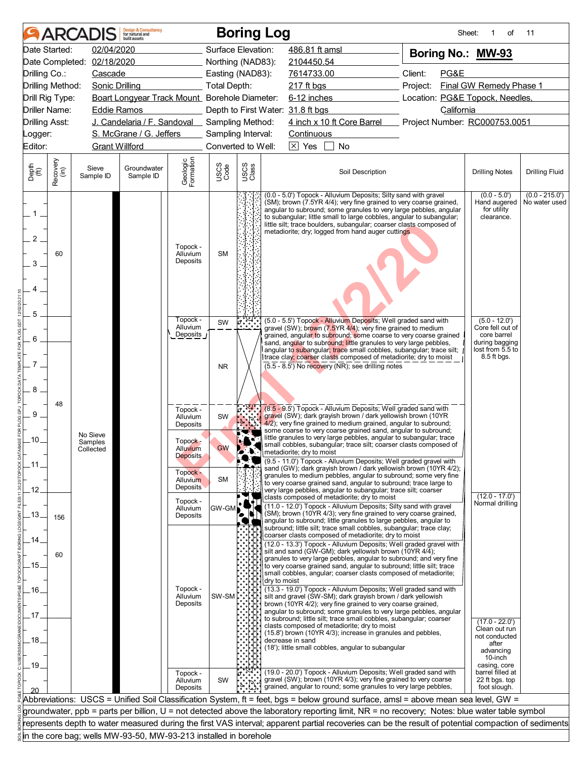# ARCADIS Boring Log

Sheet: 1 of 11

| | | | |
|---|---|---|---|
| Date Started: | 02/04/2020 | Surface Elevation: | 486.81 ft amsl |
| Date Completed: | 02/18/2020 | Northing (NAD83): | 2104450.54 |
| Drilling Co.: | Cascade | Easting (NAD83): | 7614733.00 |
| Drilling Method: | Sonic Drilling | Total Depth: | 217 ft bgs |
| Drill Rig Type: | Boart Longyear Track Mount | Borehole Diameter: | 6-12 inches |
| Driller Name: | Eddie Ramos | Depth to First Water: | 31.8 ft bgs |
| Drilling Asst: | J. Candelaria / F. Sandoval | Sampling Method: | 4 inch x 10 ft Core Barrel |
| Logger: | S. McGrane / G. Jeffers | Sampling Interval: | Continuous |
| Editor: | Grant Willford | Converted to Well: | [X] Yes [ ] No |

**Boring No.: MW-93**

Client: PG&E
Project: Final GW Remedy Phase 1
Location: PG&E Topock, Needles, California
Project Number: RC000753.0051

| Depth (ft) | Recovery (in) | Sieve Sample ID | Groundwater Sample ID | Geologic Formation | USCS Code | Soil Description | Drilling Notes | Drilling Fluid |
|---|---|---|---|---|---|---|---|---|
| 0–5 | 60 | No Sieve Samples Collected | | Topock - Alluvium Deposits | SM | (0.0 - 5.0') Topock - Alluvium Deposits; Silty sand with gravel (SM); brown (7.5YR 4/4); very fine grained to very coarse grained, angular to subround; some granules to very large pebbles, angular to subangular; little small to large cobbles, angular to subangular; little silt; trace boulders, subangular; coarser clasts composed of metadiorite; dry; logged from hand auger cuttings | (0.0 - 5.0') Hand augered for utility clearance. | (0.0 - 215.0') No water used |
| 5–5.5 | 48 | | | Topock - Alluvium Deposits | SW | (5.0 - 5.5') Topock - Alluvium Deposits; Well graded sand with gravel (SW); brown (7.5YR 4/4); very fine grained to medium grained, angular to subround; some coarse to very coarse grained sand, angular to subround; little granules to very large pebbles, angular to subangular; trace small cobbles, subangular; trace silt; trace clay; coarser clasts composed of metadiorite; dry to moist | (5.0 - 12.0') Core fell out of core barrel during bagging lost from 5.5 to 8.5 ft bgs. | |
| 5.5–8.5 | | | | | NR | (5.5 - 8.5') No recovery (NR); see drilling notes | | |
| 8.5–9.5 | | | | Topock - Alluvium Deposits | SW | (8.5 - 9.5') Topock - Alluvium Deposits; Well graded sand with gravel (SW); dark grayish brown / dark yellowish brown (10YR 4/2); very fine grained to medium grained, angular to subround; some coarse to very coarse grained sand, angular to subround; little granules to very large pebbles, angular to subangular; trace small cobbles, subangular; trace silt; coarser clasts composed of metadiorite; dry to moist | | |
| 9.5–11.0 | | | | Topock - Alluvium Deposits | GW | (9.5 - 11.0') Topock - Alluvium Deposits; Well graded gravel with sand (GW); dark grayish brown / dark yellowish brown (10YR 4/2); granules to medium pebbles, angular to subround; some very fine to very coarse grained sand, angular to subround; trace large to very large pebbles, angular to subangular; trace silt; coarser clasts composed of metadiorite; dry to moist | | |
| 11.0–12.0 | | | | Topock - Alluvium Deposits | SM | (11.0 - 12.0') Topock - Alluvium Deposits; Silty sand with gravel (SM); brown (10YR 4/3); very fine grained to very coarse grained, angular to subround; little granules to large pebbles, angular to subround; little silt; trace small cobbles, subangular; trace clay; coarser clasts composed of metadiorite; dry to moist | | |
| 12.0–13.3 | 156 | | | Topock - Alluvium Deposits | GW-GM | (12.0 - 13.3') Topock - Alluvium Deposits; Well graded gravel with silt and sand (GW-GM); dark yellowish brown (10YR 4/4); granules to very large pebbles, angular to subround; and very fine to very coarse grained sand, angular to subround; little silt; trace small cobbles, angular; coarser clasts composed of metadiorite; dry to moist | (12.0 - 17.0') Normal drilling | |
| 13.3–19.0 | 60 | | | Topock - Alluvium Deposits | SW-SM | (13.3 - 19.0') Topock - Alluvium Deposits; Well graded sand with silt and gravel (SW-SM); dark grayish brown / dark yellowish brown (10YR 4/2); very fine grained to very coarse grained, angular to subround; some granules to very large pebbles, angular to subround; little silt; trace small cobbles, subangular; coarser clasts composed of metadiorite; dry to moist<br>(15.8') brown (10YR 4/3); increase in granules and pebbles, decrease in sand<br>(18'); little small cobbles, angular to subangular | (17.0 - 22.0') Clean out run not conducted after advancing 10-inch casing, core barrel filled at 22 ft bgs. top foot slough. | |
| 19.0–20.0 | | | | Topock - Alluvium Deposits | SW | (19.0 - 20.0') Topock - Alluvium Deposits; Well graded sand with gravel (SW); brown (10YR 4/3); very fine grained to very coarse grained, angular to round; some granules to very large pebbles, | | |

Abbreviations: USCS = Unified Soil Classification System, ft = feet, bgs = below ground surface, amsl = above mean sea level, GW = groundwater, ppb = parts per billion, U = not detected above the laboratory reporting limit, NR = no recovery; Notes: blue water table symbol represents depth to water measured during the first VAS interval; apparent partial recoveries can be the result of potential compaction of sediments in the core bag; wells MW-93-50, MW-93-213 installed in borehole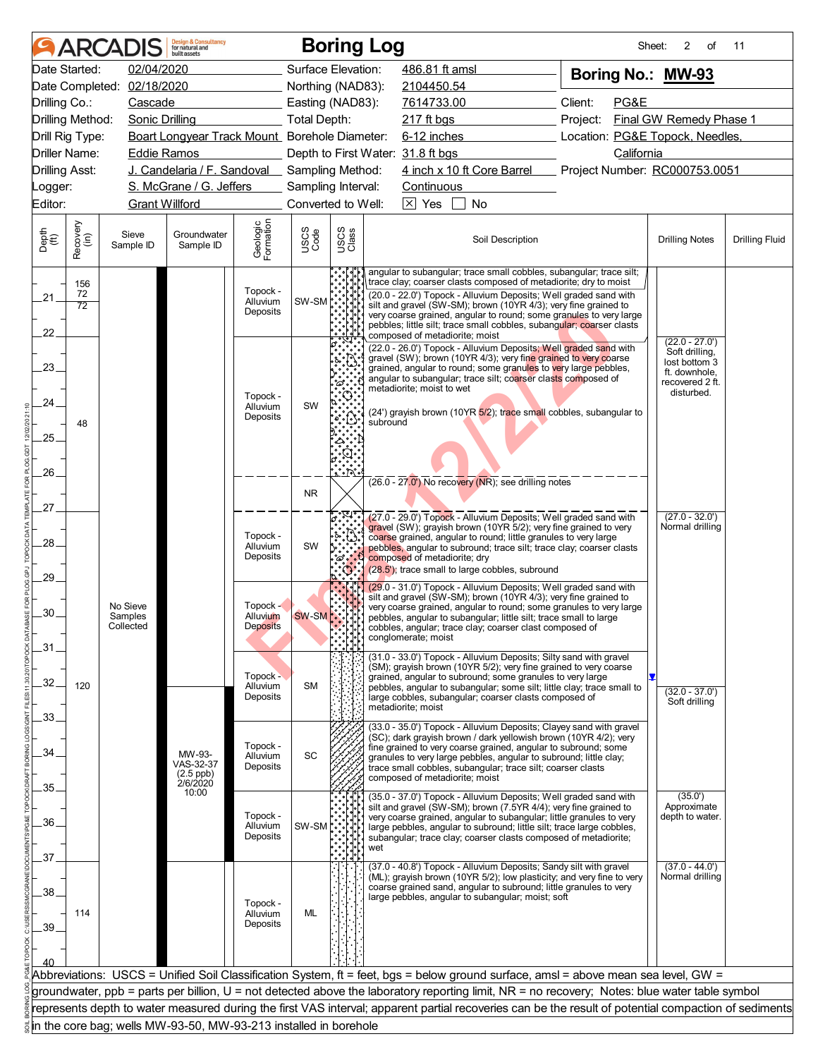# ARCADIS Boring Log

Sheet: 2 of 11

| | | | |
|---|---|---|---|
| Date Started: | 02/04/2020 | Surface Elevation: | 486.81 ft amsl |
| Date Completed: | 02/18/2020 | Northing (NAD83): | 2104450.54 |
| Drilling Co.: | Cascade | Easting (NAD83): | 7614733.00 |
| Drilling Method: | Sonic Drilling | Total Depth: | 217 ft bgs |
| Drill Rig Type: | Boart Longyear Track Mount | Borehole Diameter: | 6-12 inches |
| Driller Name: | Eddie Ramos | Depth to First Water: | 31.8 ft bgs |
| Drilling Asst: | J. Candelaria / F. Sandoval | Sampling Method: | 4 inch x 10 ft Core Barrel |
| Logger: | S. McGrane / G. Jeffers | Sampling Interval: | Continuous |
| Editor: | Grant Willford | Converted to Well: | [X] Yes [ ] No |

**Boring No.: MW-93**

Client: PG&E
Project: Final GW Remedy Phase 1
Location: PG&E Topock, Needles, California
Project Number: RC000753.0051

| Depth (ft) | Recovery (in) | Sieve Sample ID | Groundwater Sample ID | Geologic Formation | USCS Code | Soil Description | Drilling Notes | Drilling Fluid |
|---|---|---|---|---|---|---|---|---|
| | 156 | | | | | angular to subangular; trace small cobbles, subangular; trace silt; trace clay; coarser clasts composed of metadiorite; dry to moist | | |
| 20–22 | 72 / 72 | | | Topock - Alluvium Deposits | SW-SM | (20.0 - 22.0') Topock - Alluvium Deposits; Well graded sand with silt and gravel (SW-SM); brown (10YR 4/3); very fine grained to very coarse grained, angular to round; some granules to very large pebbles; little silt; trace small cobbles, subangular; coarser clasts composed of metadiorite; moist | | |
| 22–26 | 48 | | | Topock - Alluvium Deposits | SW | (22.0 - 26.0') Topock - Alluvium Deposits; Well graded sand with gravel (SW); brown (10YR 4/3); very fine grained to very coarse grained, angular to round; some granules to very large pebbles, angular to subangular; trace silt; coarser clasts composed of metadiorite; moist to wet<br>(24') grayish brown (10YR 5/2); trace small cobbles, subangular to subround | (22.0 - 27.0') Soft drilling, lost bottom 3 ft. downhole, recovered 2 ft. disturbed. | |
| 26–27 | | | | | NR | (26.0 - 27.0') No recovery (NR); see drilling notes | | |
| 27–29 | 120 | | | Topock - Alluvium Deposits | SW | (27.0 - 29.0') Topock - Alluvium Deposits; Well graded sand with gravel (SW); grayish brown (10YR 5/2); very fine grained to very coarse grained, angular to round; little granules to very large pebbles, angular to subround; trace silt; trace clay; coarser clasts composed of metadiorite; dry<br>(28.5'); trace small to large cobbles, subround | (27.0 - 32.0') Normal drilling | |
| 29–31 | | No Sieve Samples Collected | | Topock - Alluvium Deposits | SW-SM | (29.0 - 31.0') Topock - Alluvium Deposits; Well graded sand with silt and gravel (SW-SM); brown (10YR 4/3); very fine grained to very coarse grained, angular to round; some granules to very large pebbles, angular to subangular; little silt; trace small to large cobbles, angular; trace clay; coarser clast composed of conglomerate; moist | | |
| 31–33 | | | | Topock - Alluvium Deposits | SM | (31.0 - 33.0') Topock - Alluvium Deposits; Silty sand with gravel (SM); grayish brown (10YR 5/2); very fine grained to very coarse grained, angular to subround; some granules to very large pebbles, angular to subangular; some silt; little clay; trace small to large cobbles, subangular; coarser clasts composed of metadiorite; moist | (32.0 - 37.0') Soft drilling | |
| 33–35 | | | MW-93-VAS-32-37 (2.5 ppb) 2/6/2020 10:00 | Topock - Alluvium Deposits | SC | (33.0 - 35.0') Topock - Alluvium Deposits; Clayey sand with gravel (SC); dark grayish brown / dark yellowish brown (10YR 4/2); very fine grained to very coarse grained, angular to subround; some granules to very large pebbles, angular to subround; little clay; trace small cobbles, subangular; trace silt; coarser clasts composed of metadiorite; moist | | |
| 35–37 | | | | Topock - Alluvium Deposits | SW-SM | (35.0 - 37.0') Topock - Alluvium Deposits; Well graded sand with silt and gravel (SW-SM); brown (7.5YR 4/4); very fine grained to very coarse grained, angular to subangular; little granules to very large pebbles, angular to subround; little silt; trace large cobbles, subangular; trace clay; coarser clasts composed of metadiorite; wet | (35.0') Approximate depth to water. | |
| 37–40 | 114 | | | Topock - Alluvium Deposits | ML | (37.0 - 40.8') Topock - Alluvium Deposits; Sandy silt with gravel (ML); grayish brown (10YR 5/2); low plasticity; and very fine to very coarse grained sand, angular to subround; little granules to very large pebbles, angular to subangular; moist; soft | (37.0 - 44.0') Normal drilling | |

Abbreviations: USCS = Unified Soil Classification System, ft = feet, bgs = below ground surface, amsl = above mean sea level, GW = groundwater, ppb = parts per billion, U = not detected above the laboratory reporting limit, NR = no recovery; Notes: blue water table symbol represents depth to water measured during the first VAS interval; apparent partial recoveries can be the result of potential compaction of sediments in the core bag; wells MW-93-50, MW-93-213 installed in borehole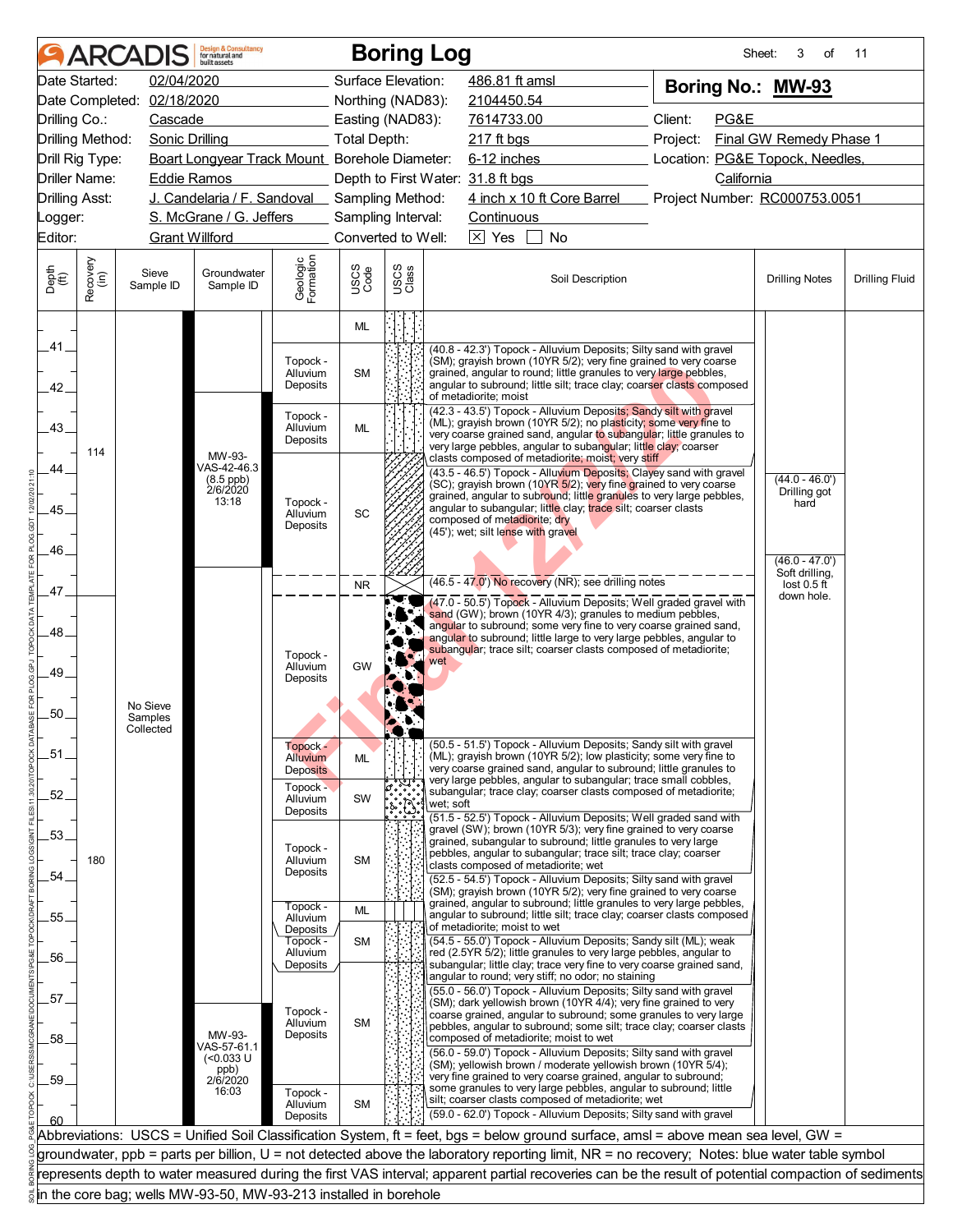# ARCADIS Boring Log

| | | | | | |
|---|---|---|---|---|---|
| Date Started: | 02/04/2020 | Surface Elevation: | 486.81 ft amsl | **Boring No.: MW-93** | |
| Date Completed: | 02/18/2020 | Northing (NAD83): | 2104450.54 | | |
| Drilling Co.: | Cascade | Easting (NAD83): | 7614733.00 | Client: | PG&E |
| Drilling Method: | Sonic Drilling | Total Depth: | 217 ft bgs | Project: | Final GW Remedy Phase 1 |
| Drill Rig Type: | Boart Longyear Track Mount | Borehole Diameter: | 6-12 inches | Location: | PG&E Topock, Needles, California |
| Driller Name: | Eddie Ramos | Depth to First Water: | 31.8 ft bgs | | |
| Drilling Asst: | J. Candelaria / F. Sandoval | Sampling Method: | 4 inch x 10 ft Core Barrel | Project Number: | RC000753.0051 |
| Logger: | S. McGrane / G. Jeffers | Sampling Interval: | Continuous | | |
| Editor: | Grant Willford | Converted to Well: | ☒ Yes ☐ No | | |

| Depth (ft) | Recovery (in) | Sieve Sample ID | Groundwater Sample ID | Geologic Formation | USCS Code | Soil Description | Drilling Notes |
|---|---|---|---|---|---|---|---|
| 40.0–40.8 | 114 | No Sieve Samples Collected | MW-93-VAS-42-46.3 (8.5 ppb) 2/6/2020 13:18 | | ML | | |
| 40.8–42.3 | | | | Topock - Alluvium Deposits | SM | (40.8 - 42.3') Topock - Alluvium Deposits; Silty sand with gravel (SM); grayish brown (10YR 5/2); very fine grained to very coarse grained, angular to round; little granules to very large pebbles, angular to subround; little silt; trace clay; coarser clasts composed of metadiorite; moist | |
| 42.3–43.5 | | | | Topock - Alluvium Deposits | ML | (42.3 - 43.5') Topock - Alluvium Deposits; Sandy silt with gravel (ML); grayish brown (10YR 5/2); no plasticity; some very fine to very coarse grained sand, angular to subangular; little granules to very large pebbles, angular to subangular; little clay; coarser clasts composed of metadiorite; moist; very stiff | |
| 43.5–46.5 | | | | Topock - Alluvium Deposits | SC | (43.5 - 46.5') Topock - Alluvium Deposits; Clayey sand with gravel (SC); grayish brown (10YR 5/2); very fine grained to very coarse grained, angular to subround; little granules to very large pebbles, angular to subangular; little clay; trace silt; coarser clasts composed of metadiorite; dry<br>(45'); wet; silt lense with gravel | (44.0 - 46.0') Drilling got hard |
| 46.5–47.0 | | | | | NR | (46.5 - 47.0') No recovery (NR); see drilling notes | (46.0 - 47.0') Soft drilling, lost 0.5 ft down hole. |
| 47.0–50.5 | 180 | | | Topock - Alluvium Deposits | GW | (47.0 - 50.5') Topock - Alluvium Deposits; Well graded gravel with sand (GW); brown (10YR 4/3); granules to medium pebbles, angular to subround; some very fine to very coarse grained sand, angular to subround; little large to very large pebbles, angular to subangular; trace silt; coarser clasts composed of metadiorite; wet | |
| 50.5–51.5 | | | | Topock - Alluvium Deposits | ML | (50.5 - 51.5') Topock - Alluvium Deposits; Sandy silt with gravel (ML); grayish brown (10YR 5/2); low plasticity; some very fine to very coarse grained sand, angular to subround; little granules to very large pebbles, angular to subangular; trace small cobbles, subangular; trace clay; coarser clasts composed of metadiorite; wet; soft | |
| 51.5–52.5 | | | | Topock - Alluvium Deposits | SW | (51.5 - 52.5') Topock - Alluvium Deposits; Well graded sand with gravel (SW); brown (10YR 5/3); very fine grained to very coarse grained, subangular to subround; little granules to very large pebbles, angular to subangular; trace silt; trace clay; coarser clasts composed of metadiorite; wet | |
| 52.5–54.5 | | | | Topock - Alluvium Deposits | SM | (52.5 - 54.5') Topock - Alluvium Deposits; Silty sand with gravel (SM); grayish brown (10YR 5/2); very fine grained to very coarse grained, angular to subround; little granules to very large pebbles, angular to subround; little silt; trace clay; coarser clasts composed of metadiorite; moist to wet | |
| 54.5–55.0 | | | | Topock - Alluvium Deposits | ML | (54.5 - 55.0') Topock - Alluvium Deposits; Sandy silt (ML); weak red (2.5YR 5/2); little granules to very large pebbles, angular to subangular; little clay; trace very fine to very coarse grained sand, angular to round; very stiff; no odor; no staining | |
| 55.0–56.0 | | | | Topock - Alluvium Deposits | SM | (55.0 - 56.0') Topock - Alluvium Deposits; Silty sand with gravel (SM); dark yellowish brown (10YR 4/4); very fine grained to very coarse grained, angular to subround; some granules to very large pebbles, angular to subround; some silt; trace clay; coarser clasts composed of metadiorite; moist to wet | |
| 56.0–59.0 | | | MW-93-VAS-57-61.1 (<0.033 U ppb) 2/6/2020 16:03 | Topock - Alluvium Deposits | SM | (56.0 - 59.0') Topock - Alluvium Deposits; Silty sand with gravel (SM); yellowish brown / moderate yellowish brown (10YR 5/4); very fine grained to very coarse grained, angular to subround; some granules to very large pebbles, angular to subround; little silt; coarser clasts composed of metadiorite; wet | |
| 59.0–60.0 | | | | Topock - Alluvium Deposits | SM | (59.0 - 62.0') Topock - Alluvium Deposits; Silty sand with gravel | |

Abbreviations: USCS = Unified Soil Classification System, ft = feet, bgs = below ground surface, amsl = above mean sea level, GW = groundwater, ppb = parts per billion, U = not detected above the laboratory reporting limit, NR = no recovery; Notes: blue water table symbol represents depth to water measured during the first VAS interval; apparent partial recoveries can be the result of potential compaction of sediments in the core bag; wells MW-93-50, MW-93-213 installed in borehole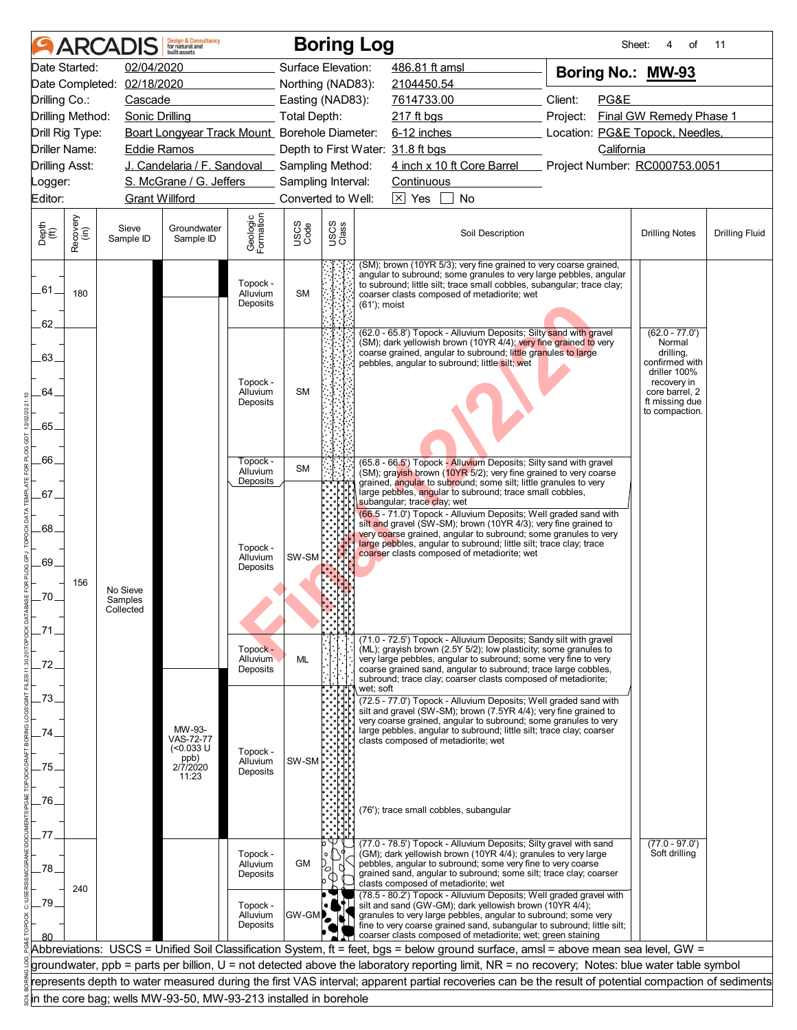# ARCADIS Boring Log

Sheet: 4 of 11

| | | | |
|---|---|---|---|
| Date Started: | 02/04/2020 | Surface Elevation: | 486.81 ft amsl |
| Date Completed: | 02/18/2020 | Northing (NAD83): | 2104450.54 |
| Drilling Co.: | Cascade | Easting (NAD83): | 7614733.00 |
| Drilling Method: | Sonic Drilling | Total Depth: | 217 ft bgs |
| Drill Rig Type: | Boart Longyear Track Mount | Borehole Diameter: | 6-12 inches |
| Driller Name: | Eddie Ramos | Depth to First Water: | 31.8 ft bgs |
| Drilling Asst: | J. Candelaria / F. Sandoval | Sampling Method: | 4 inch x 10 ft Core Barrel |
| Logger: | S. McGrane / G. Jeffers | Sampling Interval: | Continuous |
| Editor: | Grant Willford | Converted to Well: | [X] Yes [ ] No |

**Boring No.: MW-93**

Client: PG&E
Project: Final GW Remedy Phase 1
Location: PG&E Topock, Needles, California
Project Number: RC000753.0051

| Depth (ft) | Recovery (in) | Sieve Sample ID | Groundwater Sample ID | Geologic Formation | USCS Code | Soil Description | Drilling Notes |
|---|---|---|---|---|---|---|---|
| 60-62 | 180 | | | Topock - Alluvium Deposits | SM | (SM); brown (10YR 5/3); very fine grained to very coarse grained, angular to subround; little granules to very large pebbles, angular to subround; little silt; trace small cobbles, subangular; trace clay; coarser clasts composed of metadiorite; wet (61'); moist | |
| 62-65.8 | 156 | No Sieve Samples Collected | | Topock - Alluvium Deposits | SM | (62.0 - 65.8') Topock - Alluvium Deposits; Silty sand with gravel (SM); dark yellowish brown (10YR 4/4); very fine grained to very coarse grained, angular to subround; little granules to large pebbles, angular to subround; little silt; wet | (62.0 - 77.0') Normal drilling, confirmed with driller 100% recovery in core barrel, 2 ft missing due to compaction. |
| 65.8-66.5 | | | | Topock - Alluvium Deposits | SM | (65.8 - 66.5') Topock - Alluvium Deposits; Silty sand with gravel (SM); grayish brown (10YR 5/2); very fine grained to very coarse grained, angular to subround; some silt; little granules to very large pebbles, angular to subround; trace small cobbles, subangular; trace clay; wet | |
| 66.5-71.0 | | | | Topock - Alluvium Deposits | SW-SM | (66.5 - 71.0') Topock - Alluvium Deposits; Well graded sand with silt and gravel (SW-SM); brown (10YR 4/3); very fine grained to very coarse grained, angular to subround; some granules to very large pebbles, angular to subround; little silt; trace clay; trace coarser clasts composed of metadiorite; wet | |
| 71.0-72.5 | | | | Topock - Alluvium Deposits | ML | (71.0 - 72.5') Topock - Alluvium Deposits; Sandy silt with gravel (ML); grayish brown (2.5Y 5/2); low plasticity; some granules to very large pebbles, angular to subround; some very fine to very coarse grained sand, angular to subround; trace large cobbles, subround; trace clay; coarser clasts composed of metadiorite; wet; soft | |
| 72.5-77.0 | | | MW-93-VAS-72-77 (<0.033 U ppb) 2/7/2020 11:23 | Topock - Alluvium Deposits | SW-SM | (72.5 - 77.0') Topock - Alluvium Deposits; Well graded sand with silt and gravel (SW-SM); brown (7.5YR 4/4); very fine grained to very coarse grained, angular to subround; some granules to very large pebbles, angular to subround; little silt; trace clay; coarser clasts composed of metadiorite; wet (76'); trace small cobbles, subangular | |
| 77.0-78.5 | 240 | | | Topock - Alluvium Deposits | GM | (77.0 - 78.5') Topock - Alluvium Deposits; Silty gravel with sand (GM); dark yellowish brown (10YR 4/4); granules to very large pebbles, angular to subround; some very fine to very coarse grained sand, angular to subround; some silt; trace clay; coarser clasts composed of metadiorite; wet | (77.0 - 97.0') Soft drilling |
| 78.5-80 | | | | Topock - Alluvium Deposits | GW-GM | (78.5 - 80.2') Topock - Alluvium Deposits; Well graded gravel with silt and sand (GW-GM); dark yellowish brown (10YR 4/4); granules to very large pebbles, angular to subround; some very fine to very coarse grained sand, subangular to subround; little silt; coarser clasts composed of metadiorite; wet; green staining | |

Abbreviations: USCS = Unified Soil Classification System, ft = feet, bgs = below ground surface, amsl = above mean sea level, GW = groundwater, ppb = parts per billion, U = not detected above the laboratory reporting limit, NR = no recovery; Notes: blue water table symbol represents depth to water measured during the first VAS interval; apparent partial recoveries can be the result of potential compaction of sediments in the core bag; wells MW-93-50, MW-93-213 installed in borehole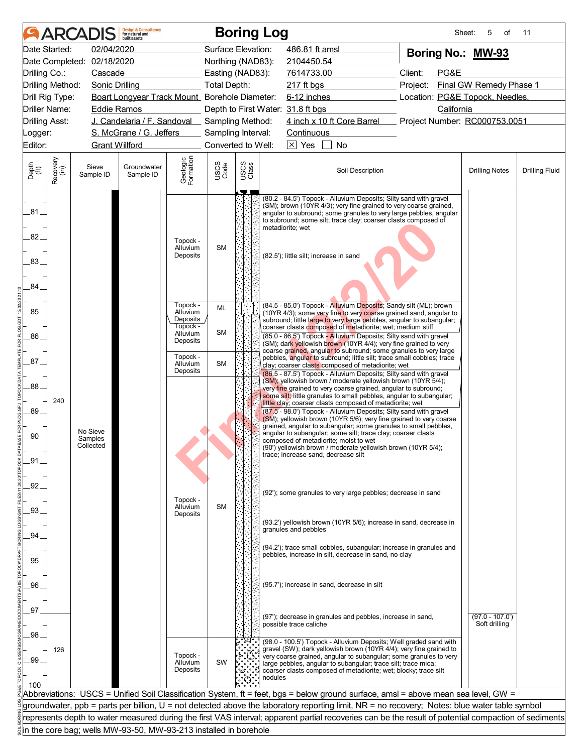# ARCADIS Boring Log

| | | | | | |
|---|---|---|---|---|---|
| Date Started: | 02/04/2020 | Surface Elevation: | 486.81 ft amsl | **Boring No.:** | **MW-93** |
| Date Completed: | 02/18/2020 | Northing (NAD83): | 2104450.54 | | |
| Drilling Co.: | Cascade | Easting (NAD83): | 7614733.00 | Client: | PG&E |
| Drilling Method: | Sonic Drilling | Total Depth: | 217 ft bgs | Project: | Final GW Remedy Phase 1 |
| Drill Rig Type: | Boart Longyear Track Mount | Borehole Diameter: | 6-12 inches | Location: | PG&E Topock, Needles, California |
| Driller Name: | Eddie Ramos | Depth to First Water: | 31.8 ft bgs | | |
| Drilling Asst: | J. Candelaria / F. Sandoval | Sampling Method: | 4 inch x 10 ft Core Barrel | Project Number: | RC000753.0051 |
| Logger: | S. McGrane / G. Jeffers | Sampling Interval: | Continuous | | |
| Editor: | Grant Willford | Converted to Well: | ☒ Yes ☐ No | | |

| Depth (ft) | Recovery (in) | Sieve Sample ID | Groundwater Sample ID | Geologic Formation | USCS Code | Soil Description | Drilling Notes | Drilling Fluid |
|---|---|---|---|---|---|---|---|---|
| 80.2 - 84.5 | 240 | No Sieve Samples Collected | | Topock - Alluvium Deposits | SM | (80.2 - 84.5') Topock - Alluvium Deposits; Silty sand with gravel (SM); brown (10YR 4/3); very fine grained to very coarse grained, angular to subround; some granules to very large pebbles, angular to subround; some silt; trace clay; coarser clasts composed of metadiorite; wet<br>(82.5'); little silt; increase in sand | | |
| 84.5 - 85.0 | | | | Topock - Alluvium Deposits | ML | (84.5 - 85.0') Topock - Alluvium Deposits; Sandy silt (ML); brown (10YR 4/3); some very fine to very coarse grained sand, angular to subround; little large to very large pebbles, angular to subangular; coarser clasts composed of metadiorite; wet; medium stiff | | |
| 85.0 - 86.5 | | | | Topock - Alluvium Deposits | SM | (85.0 - 86.5') Topock - Alluvium Deposits; Silty sand with gravel (SM); dark yellowish brown (10YR 4/4); very fine grained to very coarse grained, angular to subround; some granules to very large pebbles, angular to subround; little silt; trace small cobbles; trace clay; coarser clasts composed of metadiorite; wet | | |
| 86.5 - 87.5 | | | | Topock - Alluvium Deposits | SM | (86.5 - 87.5') Topock - Alluvium Deposits; Silty sand with gravel (SM); yellowish brown / moderate yellowish brown (10YR 5/4); very fine grained to very coarse grained, angular to subround; some silt; little granules to small pebbles, angular to subangular; little clay; coarser clasts composed of metadiorite; wet | | |
| 87.5 - 98.0 | | | | Topock - Alluvium Deposits | SM | (87.5 - 98.0') Topock - Alluvium Deposits; Silty sand with gravel (SM); yellowish brown (10YR 5/6); very fine grained to very coarse grained, angular to subangular; some granules to small pebbles, angular to subangular; some silt; trace clay; coarser clasts composed of metadiorite; moist to wet<br>(90') yellowish brown / moderate yellowish brown (10YR 5/4); trace; increase sand, decrease silt<br>(92'); some granules to very large pebbles; decrease in sand<br>(93.2') yellowish brown (10YR 5/6); increase in sand, decrease in granules and pebbles<br>(94.2'); trace small cobbles, subangular; increase in granules and pebbles, increase in silt, decrease in sand, no clay<br>(95.7'); increase in sand, decrease in silt<br>(97'); decrease in granules and pebbles, increase in sand, possible trace caliche | (97.0 - 107.0') Soft drilling | |
| 98.0 - 100.5 | 126 | | | Topock - Alluvium Deposits | SW | (98.0 - 100.5') Topock - Alluvium Deposits; Well graded sand with gravel (SW); dark yellowish brown (10YR 4/4); very fine grained to very coarse grained, angular to subangular; some granules to very large pebbles, angular to subangular; trace silt; trace mica; coarser clasts composed of metadiorite; wet; blocky; trace silt nodules | | |

Abbreviations: USCS = Unified Soil Classification System, ft = feet, bgs = below ground surface, amsl = above mean sea level, GW = groundwater, ppb = parts per billion, U = not detected above the laboratory reporting limit, NR = no recovery; Notes: blue water table symbol represents depth to water measured during the first VAS interval; apparent partial recoveries can be the result of potential compaction of sediments in the core bag; wells MW-93-50, MW-93-213 installed in borehole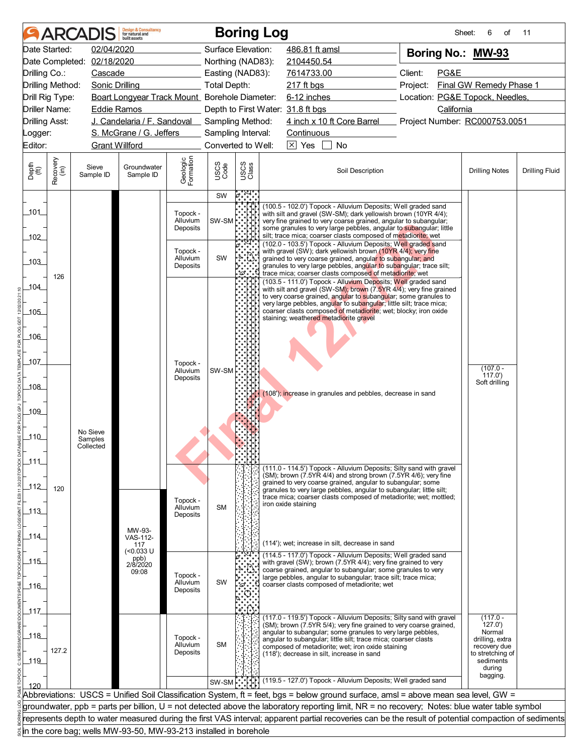# ARCADIS Boring Log

| | | | | |
|---|---|---|---|---|
| Date Started: | 02/04/2020 | Surface Elevation: | 486.81 ft amsl | **Boring No.: MW-93** |
| Date Completed: | 02/18/2020 | Northing (NAD83): | 2104450.54 | |
| Drilling Co.: | Cascade | Easting (NAD83): | 7614733.00 | Client: PG&E |
| Drilling Method: | Sonic Drilling | Total Depth: | 217 ft bgs | Project: Final GW Remedy Phase 1 |
| Drill Rig Type: | Boart Longyear Track Mount | Borehole Diameter: | 6-12 inches | Location: PG&E Topock, Needles, California |
| Driller Name: | Eddie Ramos | Depth to First Water: | 31.8 ft bgs | |
| Drilling Asst: | J. Candelaria / F. Sandoval | Sampling Method: | 4 inch x 10 ft Core Barrel | Project Number: RC000753.0051 |
| Logger: | S. McGrane / G. Jeffers | Sampling Interval: | Continuous | |
| Editor: | Grant Willford | Converted to Well: | ☒ Yes ☐ No | |

| Depth (ft) | Recovery (in) | Sieve Sample ID | Groundwater Sample ID | Geologic Formation | USCS Code | Soil Description | Drilling Notes | Drilling Fluid |
|---|---|---|---|---|---|---|---|---|
| 100-100.5 | | | | | SW | | | |
| 100.5-102.0 | 126 | No Sieve Samples Collected | | Topock - Alluvium Deposits | SW-SM | (100.5 - 102.0') Topock - Alluvium Deposits; Well graded sand with silt and gravel (SW-SM); dark yellowish brown (10YR 4/4); very fine grained to very coarse grained, angular to subangular; some granules to very large pebbles, angular to subangular; little silt; trace mica; coarser clasts composed of metadiorite; wet | | |
| 102.0-103.5 | | | | Topock - Alluvium Deposits | SW | (102.0 - 103.5') Topock - Alluvium Deposits; Well graded sand with gravel (SW); dark yellowish brown (10YR 4/4); very fine grained to very coarse grained, angular to subangular; and granules to very large pebbles, angular to subangular; trace silt; trace mica; coarser clasts composed of metadiorite; wet | | |
| 103.5-111.0 | 120 | | | Topock - Alluvium Deposits | SW-SM | (103.5 - 111.0') Topock - Alluvium Deposits; Well graded sand with silt and gravel (SW-SM); brown (7.5YR 4/4); very fine grained to very coarse grained, angular to subangular; some granules to very large pebbles, angular to subangular; little silt; trace mica; coarser clasts composed of metadiorite; wet; blocky; iron oxide staining; weathered metadiorite gravel<br>(108'); increase in granules and pebbles, decrease in sand | (107.0 - 117.0') Soft drilling | |
| 111.0-114.5 | | | MW-93-VAS-112-117 (<0.033 U ppb) 2/8/2020 09:08 | Topock - Alluvium Deposits | SM | (111.0 - 114.5') Topock - Alluvium Deposits; Silty sand with gravel (SM); brown (7.5YR 4/4) and strong brown (7.5YR 4/6); very fine grained to very coarse grained, angular to subangular; some granules to very large pebbles, angular to subangular; little silt; trace mica; coarser clasts composed of metadiorite; wet; mottled; iron oxide staining<br>(114'); wet; increase in silt, decrease in sand | | |
| 114.5-117.0 | | | | Topock - Alluvium Deposits | SW | (114.5 - 117.0') Topock - Alluvium Deposits; Well graded sand with gravel (SW); brown (7.5YR 4/4); very fine grained to very coarse grained, angular to subangular; some granules to very large pebbles, angular to subangular; trace silt; trace mica; coarser clasts composed of metadiorite; wet | | |
| 117.0-119.5 | 127.2 | | | Topock - Alluvium Deposits | SM | (117.0 - 119.5') Topock - Alluvium Deposits; Silty sand with gravel (SM); brown (7.5YR 5/4); very fine grained to very coarse grained, angular to subangular; some granules to very large pebbles, angular to subangular; little silt; trace mica; coarser clasts composed of metadiorite; wet; iron oxide staining<br>(118'); decrease in silt, increase in sand | (117.0 - 127.0') Normal drilling, extra recovery due to stretching of sediments during bagging. | |
| 119.5-120 | | | | | SW-SM | (119.5 - 127.0') Topock - Alluvium Deposits; Well graded sand | | |

Abbreviations: USCS = Unified Soil Classification System, ft = feet, bgs = below ground surface, amsl = above mean sea level, GW = groundwater, ppb = parts per billion, U = not detected above the laboratory reporting limit, NR = no recovery; Notes: blue water table symbol represents depth to water measured during the first VAS interval; apparent partial recoveries can be the result of potential compaction of sediments in the core bag; wells MW-93-50, MW-93-213 installed in borehole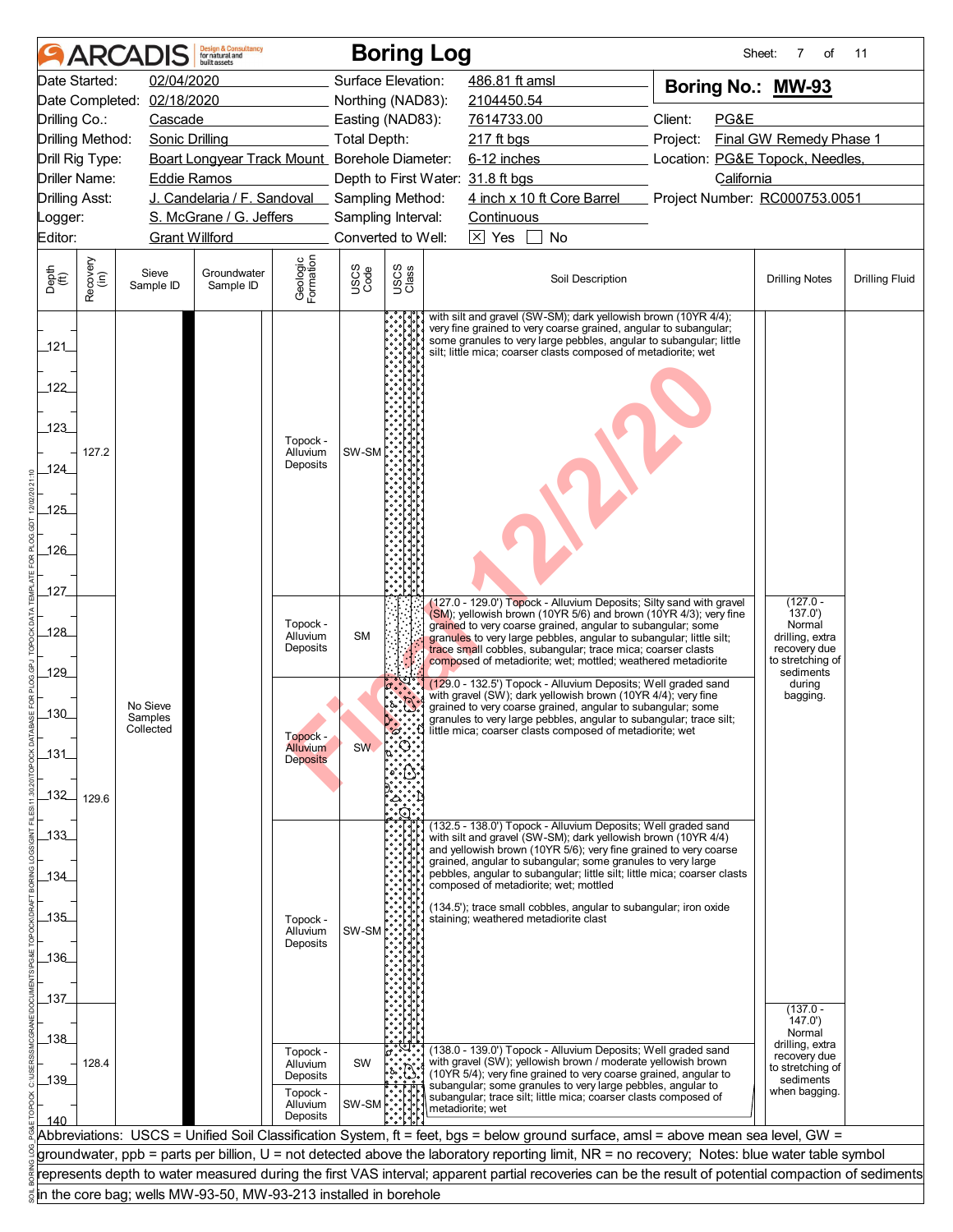# ARCADIS Boring Log

Sheet: 7 of 11

| | | | |
|---|---|---|---|
| Date Started: | 02/04/2020 | Surface Elevation: | 486.81 ft amsl |
| Date Completed: | 02/18/2020 | Northing (NAD83): | 2104450.54 |
| Drilling Co.: | Cascade | Easting (NAD83): | 7614733.00 |
| Drilling Method: | Sonic Drilling | Total Depth: | 217 ft bgs |
| Drill Rig Type: | Boart Longyear Track Mount | Borehole Diameter: | 6-12 inches |
| Driller Name: | Eddie Ramos | Depth to First Water: | 31.8 ft bgs |
| Drilling Asst: | J. Candelaria / F. Sandoval | Sampling Method: | 4 inch x 10 ft Core Barrel |
| Logger: | S. McGrane / G. Jeffers | Sampling Interval: | Continuous |
| Editor: | Grant Willford | Converted to Well: | [X] Yes [ ] No |

**Boring No.: MW-93**

Client: PG&E
Project: Final GW Remedy Phase 1
Location: PG&E Topock, Needles, California
Project Number: RC000753.0051

| Depth (ft) | Recovery (in) | Sieve Sample ID | Groundwater Sample ID | Geologic Formation | USCS Code | Soil Description | Drilling Notes | Drilling Fluid |
|---|---|---|---|---|---|---|---|---|
| 120–127 | 127.2 | No Sieve Samples Collected | | Topock - Alluvium Deposits | SW-SM | with silt and gravel (SW-SM); dark yellowish brown (10YR 4/4); very fine grained to very coarse grained, angular to subangular; some granules to very large pebbles, angular to subangular; little silt; little mica; coarser clasts composed of metadiorite; wet | | |
| 127–129 | | | | Topock - Alluvium Deposits | SM | (127.0 - 129.0') Topock - Alluvium Deposits; Silty sand with gravel (SM); yellowish brown (10YR 5/6) and brown (10YR 4/3); very fine grained to very coarse grained, angular to subangular; some granules to very large pebbles, angular to subangular; little silt; trace small cobbles, subangular; trace mica; coarser clasts composed of metadiorite; wet; mottled; weathered metadiorite | (127.0 - 137.0') Normal drilling, extra recovery due to stretching of sediments during bagging. | |
| 129–132.5 | 129.6 | | | Topock - Alluvium Deposits | SW | (129.0 - 132.5') Topock - Alluvium Deposits; Well graded sand with gravel (SW); dark yellowish brown (10YR 4/4); very fine grained to very coarse grained, angular to subangular; some granules to very large pebbles, angular to subangular; trace silt; little mica; coarser clasts composed of metadiorite; wet | | |
| 132.5–138 | | | | Topock - Alluvium Deposits | SW-SM | (132.5 - 138.0') Topock - Alluvium Deposits; Well graded sand with silt and gravel (SW-SM); dark yellowish brown (10YR 4/4) and yellowish brown (10YR 5/6); very fine grained to very coarse grained, angular to subangular; some granules to very large pebbles, angular to subangular; little silt; little mica; coarser clasts composed of metadiorite; wet; mottled<br>(134.5'); trace small cobbles, angular to subangular; iron oxide staining; weathered metadiorite clast | (137.0 - 147.0') Normal drilling, extra recovery due to stretching of sediments when bagging. | |
| 138–139 | 128.4 | | | Topock - Alluvium Deposits | SW | (138.0 - 139.0') Topock - Alluvium Deposits; Well graded sand with gravel (SW); yellowish brown / moderate yellowish brown (10YR 5/4); very fine grained to very coarse grained, angular to subangular; some granules to very large pebbles, angular to subangular; trace silt; little mica; coarser clasts composed of metadiorite; wet | | |
| 139–140 | | | | Topock - Alluvium Deposits | SW-SM | | | |

Abbreviations: USCS = Unified Soil Classification System, ft = feet, bgs = below ground surface, amsl = above mean sea level, GW = groundwater, ppb = parts per billion, U = not detected above the laboratory reporting limit, NR = no recovery; Notes: blue water table symbol represents depth to water measured during the first VAS interval; apparent partial recoveries can be the result of potential compaction of sediments in the core bag; wells MW-93-50, MW-93-213 installed in borehole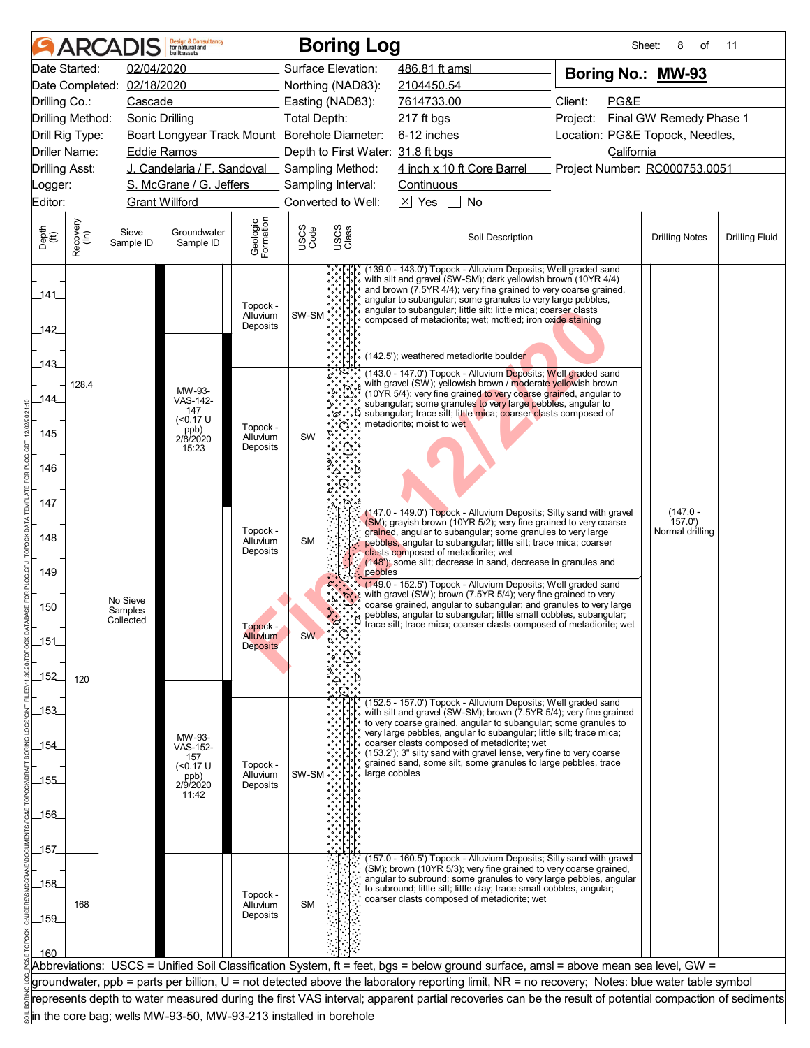# ARCADIS Boring Log

**Boring No.: MW-93**

| | | | | | |
|---|---|---|---|---|---|
| Date Started: | 02/04/2020 | Surface Elevation: | 486.81 ft amsl | Client: | PG&E |
| Date Completed: | 02/18/2020 | Northing (NAD83): | 2104450.54 | Project: | Final GW Remedy Phase 1 |
| Drilling Co.: | Cascade | Easting (NAD83): | 7614733.00 | Location: | PG&E Topock, Needles, California |
| Drilling Method: | Sonic Drilling | Total Depth: | 217 ft bgs | Project Number: | RC000753.0051 |
| Drill Rig Type: | Boart Longyear Track Mount | Borehole Diameter: | 6-12 inches | | |
| Driller Name: | Eddie Ramos | Depth to First Water: | 31.8 ft bgs | | |
| Drilling Asst: | J. Candelaria / F. Sandoval | Sampling Method: | 4 inch x 10 ft Core Barrel | | |
| Logger: | S. McGrane / G. Jeffers | Sampling Interval: | Continuous | | |
| Editor: | Grant Willford | Converted to Well: | ☒ Yes ☐ No | | |

| Depth (ft) | Recovery (in) | Sieve Sample ID | Groundwater Sample ID | Geologic Formation | USCS Code | Soil Description | Drilling Notes | Drilling Fluid |
|---|---|---|---|---|---|---|---|---|
| 139–143 | 128.4 | No Sieve Samples Collected | | Topock - Alluvium Deposits | SW-SM | (139.0 - 143.0') Topock - Alluvium Deposits; Well graded sand with silt and gravel (SW-SM); dark yellowish brown (10YR 4/4) and brown (7.5YR 4/4); very fine grained to very coarse grained, angular to subangular; some granules to very large pebbles, angular to subangular; little silt; little mica; coarser clasts composed of metadiorite; wet; mottled; iron oxide staining<br>(142.5'); weathered metadiorite boulder | | |
| 143–147 | | | MW-93-VAS-142-147 (<0.17 U ppb) 2/8/2020 15:23 | Topock - Alluvium Deposits | SW | (143.0 - 147.0') Topock - Alluvium Deposits; Well graded sand with gravel (SW); yellowish brown / moderate yellowish brown (10YR 5/4); very fine grained to very coarse grained, angular to subangular; some granules to very large pebbles, angular to subangular; trace silt; little mica; coarser clasts composed of metadiorite; moist to wet | | |
| 147–149 | 120 | | | Topock - Alluvium Deposits | SM | (147.0 - 149.0') Topock - Alluvium Deposits; Silty sand with gravel (SM); grayish brown (10YR 5/2); very fine grained to very coarse grained, angular to subangular; some granules to very large pebbles, angular to subangular; little silt; trace mica; coarser clasts composed of metadiorite; wet<br>(148'); some silt; decrease in sand, decrease in granules and pebbles | (147.0 - 157.0') Normal drilling | |
| 149–152.5 | | | | Topock - Alluvium Deposits | SW | (149.0 - 152.5') Topock - Alluvium Deposits; Well graded sand with gravel (SW); brown (7.5YR 5/4); very fine grained to very coarse grained, angular to subangular; and granules to very large pebbles, angular to subangular; little small cobbles, subangular; trace silt; trace mica; coarser clasts composed of metadiorite; wet | | |
| 152.5–157 | | | MW-93-VAS-152-157 (<0.17 U ppb) 2/9/2020 11:42 | Topock - Alluvium Deposits | SW-SM | (152.5 - 157.0') Topock - Alluvium Deposits; Well graded sand with silt and gravel (SW-SM); brown (7.5YR 5/4); very fine grained to very coarse grained, angular to subangular; some granules to very large pebbles, angular to subangular; little silt; trace mica; coarser clasts composed of metadiorite; wet<br>(153.2'); 3" silty sand with gravel lense, very fine to very coarse grained sand, some silt, some granules to large pebbles, trace large cobbles | | |
| 157–160 | 168 | | | Topock - Alluvium Deposits | SM | (157.0 - 160.5') Topock - Alluvium Deposits; Silty sand with gravel (SM); brown (10YR 5/3); very fine grained to very coarse grained, angular to subround; some granules to very large pebbles, angular to subround; little silt; little clay; trace small cobbles, angular; coarser clasts composed of metadiorite; wet | | |

Abbreviations: USCS = Unified Soil Classification System, ft = feet, bgs = below ground surface, amsl = above mean sea level, GW = groundwater, ppb = parts per billion, U = not detected above the laboratory reporting limit, NR = no recovery; Notes: blue water table symbol represents depth to water measured during the first VAS interval; apparent partial recoveries can be the result of potential compaction of sediments in the core bag; wells MW-93-50, MW-93-213 installed in borehole

Final 12/2020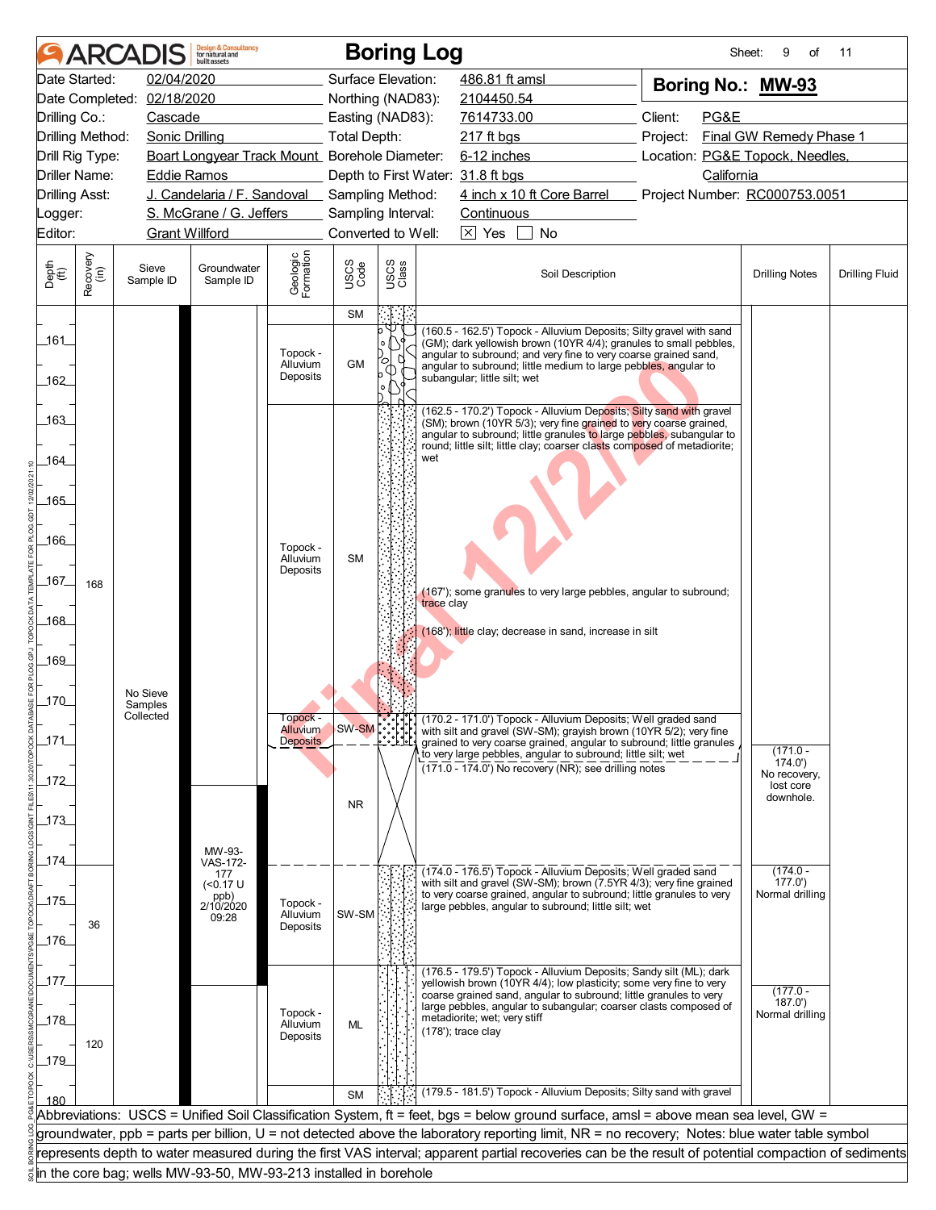# ARCADIS Boring Log

Sheet: 9 of 11

| | | | |
|---|---|---|---|
| Date Started: | 02/04/2020 | Surface Elevation: | 486.81 ft amsl |
| Date Completed: | 02/18/2020 | Northing (NAD83): | 2104450.54 |
| Drilling Co.: | Cascade | Easting (NAD83): | 7614733.00 |
| Drilling Method: | Sonic Drilling | Total Depth: | 217 ft bgs |
| Drill Rig Type: | Boart Longyear Track Mount | Borehole Diameter: | 6-12 inches |
| Driller Name: | Eddie Ramos | Depth to First Water: | 31.8 ft bgs |
| Drilling Asst: | J. Candelaria / F. Sandoval | Sampling Method: | 4 inch x 10 ft Core Barrel |
| Logger: | S. McGrane / G. Jeffers | Sampling Interval: | Continuous |
| Editor: | Grant Willford | Converted to Well: | ☒ Yes ☐ No |

**Boring No.: MW-93**

Client: PG&E
Project: Final GW Remedy Phase 1
Location: PG&E Topock, Needles, California
Project Number: RC000753.0051

| Depth (ft) | Recovery (in) | Sieve Sample ID | Groundwater Sample ID | Geologic Formation | USCS Code | Soil Description | Drilling Notes | Drilling Fluid |
|---|---|---|---|---|---|---|---|---|
| 160 | | | | | SM | | | |
| 160.5–162.5 | 168 | No Sieve Samples Collected | | Topock - Alluvium Deposits | GM | (160.5 - 162.5') Topock - Alluvium Deposits; Silty gravel with sand (GM); dark yellowish brown (10YR 4/4); granules to small pebbles, angular to subround; and very fine to very coarse grained sand, angular to subround; little medium to large pebbles, angular to subangular; little silt; wet | | |
| 162.5–170.2 | | | | Topock - Alluvium Deposits | SM | (162.5 - 170.2') Topock - Alluvium Deposits; Silty sand with gravel (SM); brown (10YR 5/3); very fine grained to very coarse grained, angular to subround; little granules to large pebbles, subangular to round; little silt; little clay; coarser clasts composed of metadiorite; wet<br>(167'); some granules to very large pebbles, angular to subround; trace clay<br>(168'); little clay; decrease in sand, increase in silt | | |
| 170.2–171.0 | | | | Topock - Alluvium Deposits | SW-SM | (170.2 - 171.0') Topock - Alluvium Deposits; Well graded sand with silt and gravel (SW-SM); grayish brown (10YR 5/2); very fine grained to very coarse grained, angular to subround; little granules to very large pebbles, angular to subround; little silt; wet | | |
| 171.0–174.0 | | | MW-93-VAS-172-177 (<0.17 U ppb) 2/10/2020 09:28 | | NR | (171.0 - 174.0') No recovery (NR); see drilling notes | (171.0 - 174.0') No recovery, lost core downhole. | |
| 174.0–176.5 | 36 | | | Topock - Alluvium Deposits | SW-SM | (174.0 - 176.5') Topock - Alluvium Deposits; Well graded sand with silt and gravel (SW-SM); brown (7.5YR 4/3); very fine grained to very coarse grained, angular to subround; little granules to very large pebbles, angular to subround; little silt; wet | (174.0 - 177.0') Normal drilling | |
| 176.5–179.5 | 120 | | | Topock - Alluvium Deposits | ML | (176.5 - 179.5') Topock - Alluvium Deposits; Sandy silt (ML); dark yellowish brown (10YR 4/4); low plasticity; some very fine to very coarse grained sand, angular to subround; little granules to very large pebbles, angular to subangular; coarser clasts composed of metadiorite; wet; very stiff<br>(178'); trace clay | (177.0 - 187.0') Normal drilling | |
| 179.5–181.5 | | | | | SM | (179.5 - 181.5') Topock - Alluvium Deposits; Silty sand with gravel | | |

Abbreviations: USCS = Unified Soil Classification System, ft = feet, bgs = below ground surface, amsl = above mean sea level, GW = groundwater, ppb = parts per billion, U = not detected above the laboratory reporting limit, NR = no recovery; Notes: blue water table symbol represents depth to water measured during the first VAS interval; apparent partial recoveries can be the result of potential compaction of sediments in the core bag; wells MW-93-50, MW-93-213 installed in borehole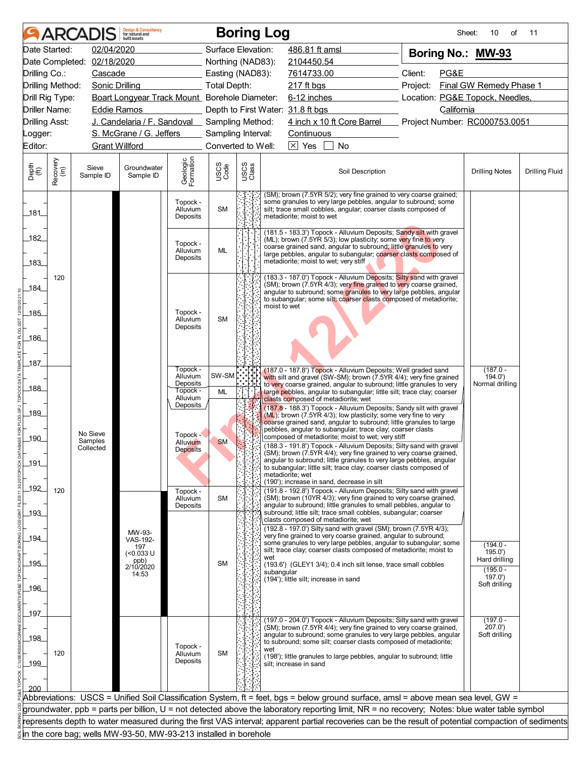# ARCADIS Boring Log

Sheet: 10 of 11

| | | | | | |
|---|---|---|---|---|---|
| Date Started: | 02/04/2020 | Surface Elevation: | 486.81 ft amsl | **Boring No.: MW-93** | |
| Date Completed: | 02/18/2020 | Northing (NAD83): | 2104450.54 | | |
| Drilling Co.: | Cascade | Easting (NAD83): | 7614733.00 | Client: | PG&E |
| Drilling Method: | Sonic Drilling | Total Depth: | 217 ft bgs | Project: | Final GW Remedy Phase 1 |
| Drill Rig Type: | Boart Longyear Track Mount | Borehole Diameter: | 6-12 inches | Location: | PG&E Topock, Needles, California |
| Driller Name: | Eddie Ramos | Depth to First Water: | 31.8 ft bgs | | |
| Drilling Asst: | J. Candelaria / F. Sandoval | Sampling Method: | 4 inch x 10 ft Core Barrel | Project Number: | RC000753.0051 |
| Logger: | S. McGrane / G. Jeffers | Sampling Interval: | Continuous | | |
| Editor: | Grant Willford | Converted to Well: | [X] Yes [ ] No | | |

| Depth (ft) | Recovery (in) | Sieve Sample ID | Groundwater Sample ID | Geologic Formation | USCS Code | Soil Description | Drilling Notes | Drilling Fluid |
|---|---|---|---|---|---|---|---|---|
| 180–181.5 | 120 | No Sieve Samples Collected | | Topock - Alluvium Deposits | SM | (SM); brown (7.5YR 5/2); very fine grained to very coarse grained; some granules to very large pebbles, angular to subround; some silt; trace small cobbles, angular; coarser clasts composed of metadiorite; moist to wet | | |
| 181.5–183.3 | | | | Topock - Alluvium Deposits | ML | (181.5 - 183.3') Topock - Alluvium Deposits; Sandy silt with gravel (ML); brown (7.5YR 5/3); low plasticity; some very fine to very coarse grained sand, angular to subround; little granules to very large pebbles, angular to subangular; coarser clasts composed of metadiorite; moist to wet; very stiff | | |
| 183.3–187.0 | | | | Topock - Alluvium Deposits | SM | (183.3 - 187.0') Topock - Alluvium Deposits; Silty sand with gravel (SM); brown (7.5YR 4/3); very fine grained to very coarse grained, angular to subround; some granules to very large pebbles, angular to subangular; some silt; coarser clasts composed of metadiorite; moist to wet | | |
| 187.0–187.8 | 120 | | | Topock - Alluvium Deposits | SW-SM | (187.0 - 187.8') Topock - Alluvium Deposits; Well graded sand with silt and gravel (SW-SM); brown (7.5YR 4/4); very fine grained to very coarse grained, angular to subround; little granules to very large pebbles, angular to subangular; little silt; trace clay; coarser clasts composed of metadiorite; wet | (187.0 - 194.0') Normal drilling | |
| 187.8–188.3 | | | | Topock - Alluvium Deposits | ML | (187.8 - 188.3') Topock - Alluvium Deposits; Sandy silt with gravel (ML); brown (7.5YR 4/3); low plasticity; some very fine to very coarse grained sand, angular to subround; little granules to large pebbles, angular to subangular; trace clay; coarser clasts composed of metadiorite; moist to wet; very stiff | | |
| 188.3–191.8 | | | | Topock - Alluvium Deposits | SM | (188.3 - 191.8') Topock - Alluvium Deposits; Silty sand with gravel (SM); brown (7.5YR 4/4); very fine grained to very coarse grained, angular to subround; little granules to very large pebbles, angular to subangular; little silt; trace clay; coarser clasts composed of metadiorite; wet<br>(190'); increase in sand, decrease in silt | | |
| 191.8–192.8 | | | | Topock - Alluvium Deposits | SM | (191.8 - 192.8') Topock - Alluvium Deposits; Silty sand with gravel (SM); brown (10YR 4/3); very fine grained to very coarse grained, angular to subround; little granules to small pebbles, angular to subangular; little silt; trace small cobbles, subangular; coarser clasts composed of metadiorite; wet | | |
| 192.8–197.0 | | | MW-93-VAS-192-197 (<0.033 U ppb) 2/10/2020 14:53 | | SM | (192.8 - 197.0') Silty sand with gravel (SM); brown (7.5YR 4/3); very fine grained to very coarse grained, angular to subround; some granules to very large pebbles, angular to subangular; some silt; trace clay; coarser clasts composed of metadiorite; moist to wet<br>(193.6') (GLEY1 3/4); 0.4 inch silt lense, trace small cobbles subangular<br>(194'); little silt; increase in sand | (194.0 - 195.0') Hard drilling<br>(195.0 - 197.0') Soft drilling | |
| 197.0–200 | 120 | | | Topock - Alluvium Deposits | SM | (197.0 - 204.0') Topock - Alluvium Deposits; Silty sand with gravel (SM); brown (7.5YR 4/4); very fine grained to very coarse grained, angular to subround; some granules to very large pebbles, angular to subround; some silt; coarser clasts composed of metadiorite; wet<br>(198'); little granules to large pebbles, angular to subround; little silt; increase in sand | (197.0 - 207.0') Soft drilling | |

Abbreviations: USCS = Unified Soil Classification System, ft = feet, bgs = below ground surface, amsl = above mean sea level, GW = groundwater, ppb = parts per billion, U = not detected above the laboratory reporting limit, NR = no recovery; Notes: blue water table symbol represents depth to water measured during the first VAS interval; apparent partial recoveries can be the result of potential compaction of sediments in the core bag; wells MW-93-50, MW-93-213 installed in borehole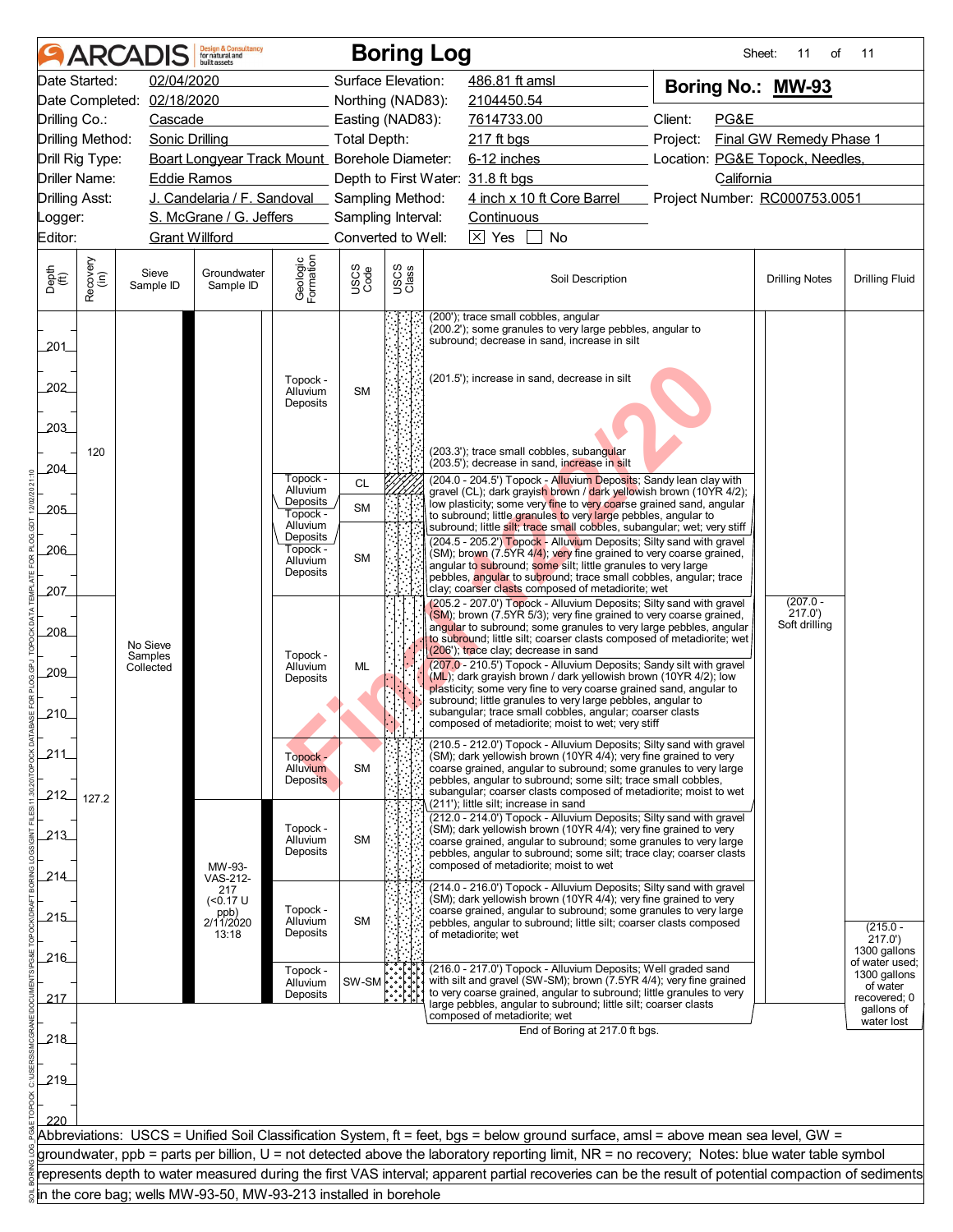# Boring Log

Sheet: 11 of 11

| | | | | | |
|---|---|---|---|---|---|
| Date Started: | 02/04/2020 | Surface Elevation: | 486.81 ft amsl | **Boring No.: MW-93** | |
| Date Completed: | 02/18/2020 | Northing (NAD83): | 2104450.54 | | |
| Drilling Co.: | Cascade | Easting (NAD83): | 7614733.00 | Client: | PG&E |
| Drilling Method: | Sonic Drilling | Total Depth: | 217 ft bgs | Project: | Final GW Remedy Phase 1 |
| Drill Rig Type: | Boart Longyear Track Mount | Borehole Diameter: | 6-12 inches | Location: | PG&E Topock, Needles, California |
| Driller Name: | Eddie Ramos | Depth to First Water: | 31.8 ft bgs | | |
| Drilling Asst: | J. Candelaria / F. Sandoval | Sampling Method: | 4 inch x 10 ft Core Barrel | Project Number: | RC000753.0051 |
| Logger: | S. McGrane / G. Jeffers | Sampling Interval: | Continuous | | |
| Editor: | Grant Willford | Converted to Well: | ☒ Yes ☐ No | | |

| Depth (ft) | Recovery (in) | Sieve Sample ID | Groundwater Sample ID | Geologic Formation | USCS Code | Soil Description | Drilling Notes | Drilling Fluid |
|---|---|---|---|---|---|---|---|---|
| 200–204 | 120 | No Sieve Samples Collected | | Topock - Alluvium Deposits | SM | (200'); trace small cobbles, angular<br>(200.2'); some granules to very large pebbles, angular to subround; decrease in sand, increase in silt<br>(201.5'); increase in sand, decrease in silt<br>(203.3'); trace small cobbles, subangular<br>(203.5'); decrease in sand, increase in silt | | |
| 204–204.5 | | | | Topock - Alluvium Deposits | CL | (204.0 - 204.5') Topock - Alluvium Deposits; Sandy lean clay with gravel (CL); dark grayish brown / dark yellowish brown (10YR 4/2); low plasticity; some very fine to very coarse grained sand, angular to subround; little granules to very large pebbles, angular to subround; little silt; trace small cobbles, subangular; wet; very stiff | | |
| 204.5–205.2 | | | | Topock - Alluvium Deposits | SM | (204.5 - 205.2') Topock - Alluvium Deposits; Silty sand with gravel (SM); brown (7.5YR 4/4); very fine grained to very coarse grained, angular to subround; some silt; little granules to very large pebbles, angular to subround; trace small cobbles, angular; trace clay; coarser clasts composed of metadiorite; wet | | |
| 205.2–207 | | | | Topock - Alluvium Deposits | SM | (205.2 - 207.0') Topock - Alluvium Deposits; Silty sand with gravel (SM); brown (7.5YR 5/3); very fine grained to very coarse grained, angular to subround; some granules to very large pebbles, angular to subround; little silt; coarser clasts composed of metadiorite; wet<br>(206'); trace clay; decrease in sand | (207.0 - 217.0') Soft drilling | |
| 207–210.5 | 127.2 | | | Topock - Alluvium Deposits | ML | (207.0 - 210.5') Topock - Alluvium Deposits; Sandy silt with gravel (ML); dark grayish brown / dark yellowish brown (10YR 4/2); low plasticity; some very fine to very coarse grained sand, angular to subround; little granules to very large pebbles, angular to subangular; trace small cobbles, angular; coarser clasts composed of metadiorite; moist to wet; very stiff | | |
| 210.5–212 | | | | Topock - Alluvium Deposits | SM | (210.5 - 212.0') Topock - Alluvium Deposits; Silty sand with gravel (SM); dark yellowish brown (10YR 4/4); very fine grained to very coarse grained, angular to subround; some granules to very large pebbles, angular to subround; some silt; trace small cobbles, subangular; coarser clasts composed of metadiorite; moist to wet<br>(211'); little silt; increase in sand | | |
| 212–214 | | | MW-93-VAS-212-217 (<0.17 U ppb) 2/11/2020 13:18 | Topock - Alluvium Deposits | SM | (212.0 - 214.0') Topock - Alluvium Deposits; Silty sand with gravel (SM); dark yellowish brown (10YR 4/4); very fine grained to very coarse grained, angular to subround; some granules to very large pebbles, angular to subround; some silt; trace clay; coarser clasts composed of metadiorite; moist to wet | | |
| 214–216 | | | | Topock - Alluvium Deposits | SM | (214.0 - 216.0') Topock - Alluvium Deposits; Silty sand with gravel (SM); dark yellowish brown (10YR 4/4); very fine grained to very coarse grained, angular to subround; some granules to very large pebbles, angular to subround; little silt; coarser clasts composed of metadiorite; wet | | (215.0 - 217.0') 1300 gallons of water used; 1300 gallons of water recovered; 0 gallons of water lost |
| 216–217 | | | | Topock - Alluvium Deposits | SW-SM | (216.0 - 217.0') Topock - Alluvium Deposits; Well graded sand with silt and gravel (SW-SM); brown (7.5YR 4/4); very fine grained to very coarse grained, angular to subround; little granules to very large pebbles, angular to subround; little silt; coarser clasts composed of metadiorite; wet | | |

End of Boring at 217.0 ft bgs.

Abbreviations: USCS = Unified Soil Classification System, ft = feet, bgs = below ground surface, amsl = above mean sea level, GW = groundwater, ppb = parts per billion, U = not detected above the laboratory reporting limit, NR = no recovery; Notes: blue water table symbol represents depth to water measured during the first VAS interval; apparent partial recoveries can be the result of potential compaction of sediments in the core bag; wells MW-93-50, MW-93-213 installed in borehole